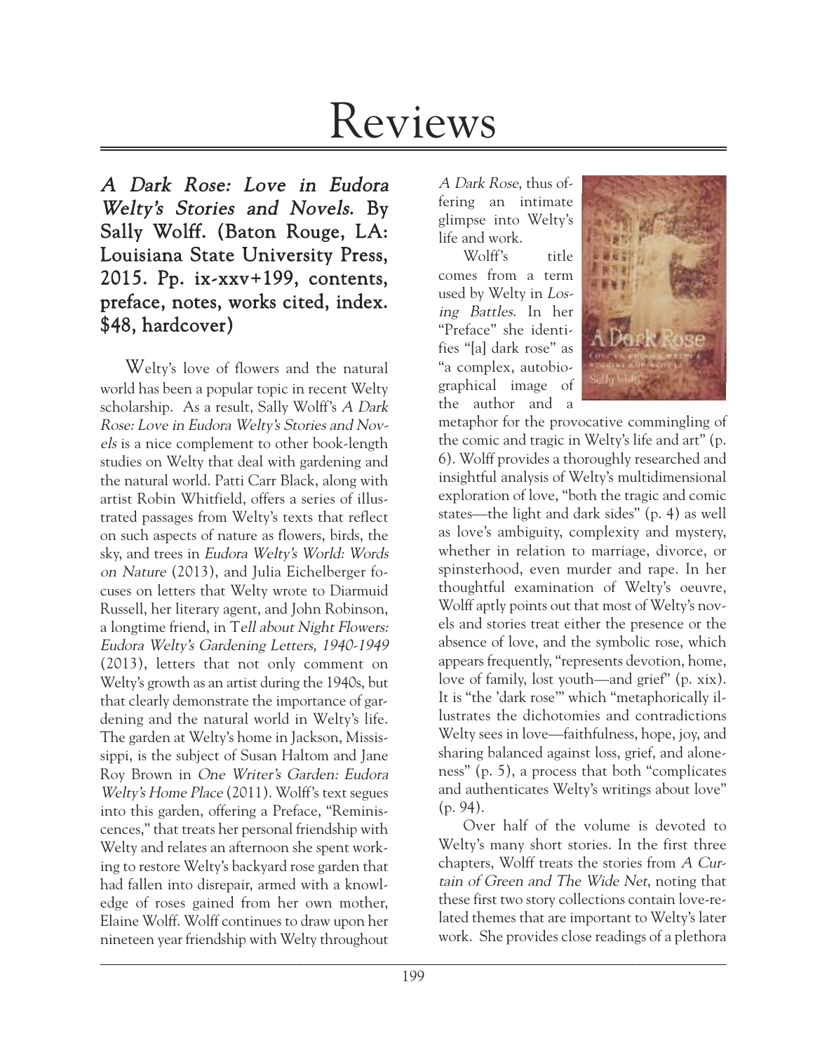# Reviews

***A Dark Rose: Love in Eudora Welty's Stories and Novels*. By Sally Wolff. (Baton Rouge, LA: Louisiana State University Press, 2015. Pp. ix-xxv+199, contents, preface, notes, works cited, index. $48, hardcover)**

Welty's love of flowers and the natural world has been a popular topic in recent Welty scholarship. As a result, Sally Wolff's *A Dark Rose: Love in Eudora Welty's Stories and Novels* is a nice complement to other book-length studies on Welty that deal with gardening and the natural world. Patti Carr Black, along with artist Robin Whitfield, offers a series of illustrated passages from Welty's texts that reflect on such aspects of nature as flowers, birds, the sky, and trees in *Eudora Welty's World: Words on Nature* (2013), and Julia Eichelberger focuses on letters that Welty wrote to Diarmuid Russell, her literary agent, and John Robinson, a longtime friend, in T*ell about Night Flowers: Eudora Welty's Gardening Letters, 1940-1949* (2013), letters that not only comment on Welty's growth as an artist during the 1940s, but that clearly demonstrate the importance of gardening and the natural world in Welty's life. The garden at Welty's home in Jackson, Mississippi, is the subject of Susan Haltom and Jane Roy Brown in *One Writer's Garden: Eudora Welty's Home Place* (2011). Wolff's text segues into this garden, offering a Preface, "Reminiscences," that treats her personal friendship with Welty and relates an afternoon she spent working to restore Welty's backyard rose garden that had fallen into disrepair, armed with a knowledge of roses gained from her own mother, Elaine Wolff. Wolff continues to draw upon her nineteen year friendship with Welty throughout *A Dark Rose*, thus offering an intimate glimpse into Welty's life and work.

Wolff's title comes from a term used by Welty in *Losing Battles*. In her "Preface" she identifies "[a] dark rose" as "a complex, autobiographical image of the author and a metaphor for the provocative commingling of the comic and tragic in Welty's life and art" (p. 6). Wolff provides a thoroughly researched and insightful analysis of Welty's multidimensional exploration of love, "both the tragic and comic states—the light and dark sides" (p. 4) as well as love's ambiguity, complexity and mystery, whether in relation to marriage, divorce, or spinsterhood, even murder and rape. In her thoughtful examination of Welty's oeuvre, Wolff aptly points out that most of Welty's novels and stories treat either the presence or the absence of love, and the symbolic rose, which appears frequently, "represents devotion, home, love of family, lost youth—and grief" (p. xix). It is "the 'dark rose'" which "metaphorically illustrates the dichotomies and contradictions Welty sees in love—faithfulness, hope, joy, and sharing balanced against loss, grief, and aloneness" (p. 5), a process that both "complicates and authenticates Welty's writings about love" (p. 94).

Over half of the volume is devoted to Welty's many short stories. In the first three chapters, Wolff treats the stories from *A Curtain of Green and The Wide Net*, noting that these first two story collections contain love-related themes that are important to Welty's later work. She provides close readings of a plethora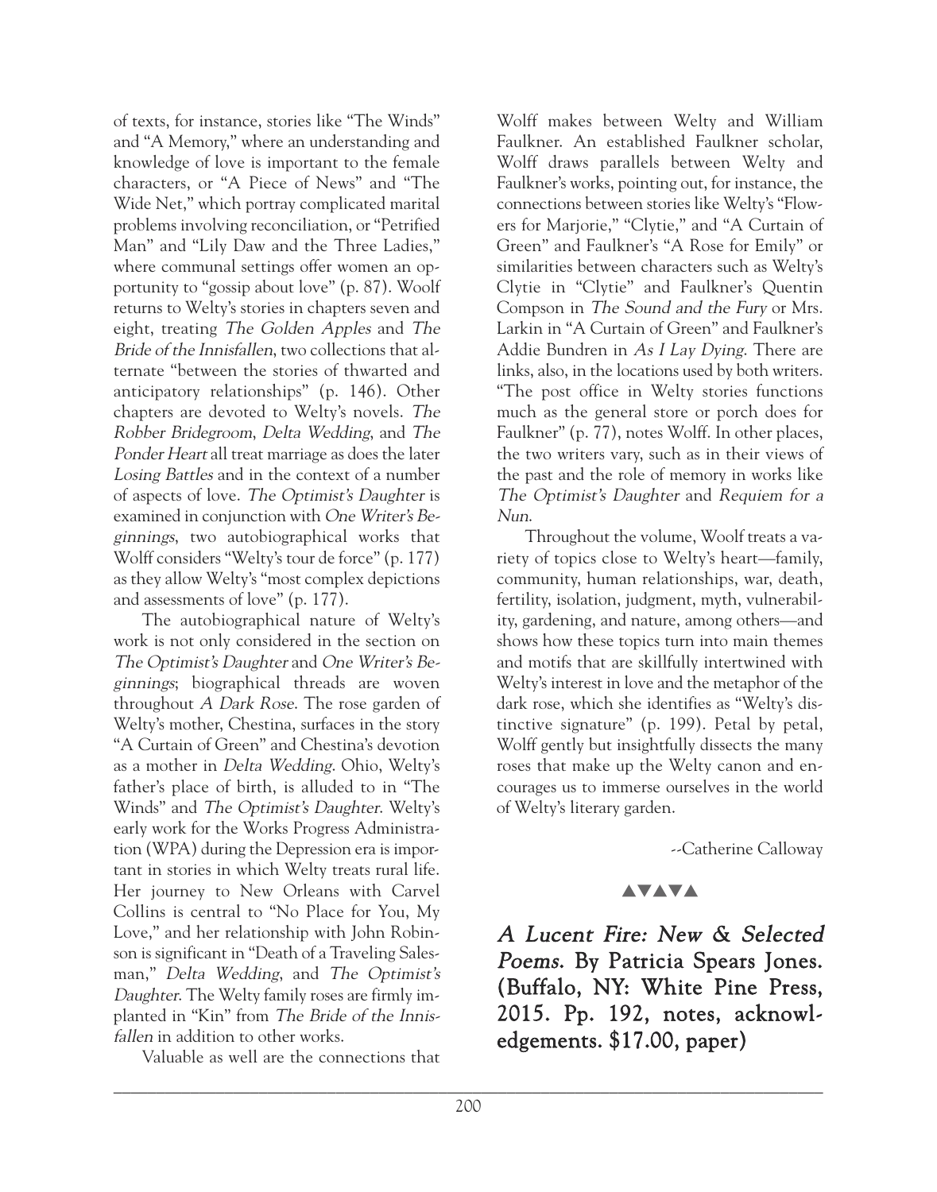of texts, for instance, stories like "The Winds" and "A Memory," where an understanding and knowledge of love is important to the female characters, or "A Piece of News" and "The Wide Net," which portray complicated marital problems involving reconciliation, or "Petrified Man" and "Lily Daw and the Three Ladies," where communal settings offer women an opportunity to "gossip about love" (p. 87). Woolf returns to Welty's stories in chapters seven and eight, treating *The Golden Apples* and *The Bride of the Innisfallen*, two collections that alternate "between the stories of thwarted and anticipatory relationships" (p. 146). Other chapters are devoted to Welty's novels. *The Robber Bridegroom*, *Delta Wedding*, and *The Ponder Heart* all treat marriage as does the later *Losing Battles* and in the context of a number of aspects of love. *The Optimist's Daughter* is examined in conjunction with *One Writer's Beginnings*, two autobiographical works that Wolff considers "Welty's tour de force" (p. 177) as they allow Welty's "most complex depictions and assessments of love" (p. 177).

The autobiographical nature of Welty's work is not only considered in the section on *The Optimist's Daughter* and *One Writer's Beginnings*; biographical threads are woven throughout *A Dark Rose*. The rose garden of Welty's mother, Chestina, surfaces in the story "A Curtain of Green" and Chestina's devotion as a mother in *Delta Wedding*. Ohio, Welty's father's place of birth, is alluded to in "The Winds" and *The Optimist's Daughter*. Welty's early work for the Works Progress Administration (WPA) during the Depression era is important in stories in which Welty treats rural life. Her journey to New Orleans with Carvel Collins is central to "No Place for You, My Love," and her relationship with John Robinson is significant in "Death of a Traveling Salesman," *Delta Wedding*, and *The Optimist's Daughter*. The Welty family roses are firmly implanted in "Kin" from *The Bride of the Innisfallen* in addition to other works.

Valuable as well are the connections that Wolff makes between Welty and William Faulkner. An established Faulkner scholar, Wolff draws parallels between Welty and Faulkner's works, pointing out, for instance, the connections between stories like Welty's "Flowers for Marjorie," "Clytie," and "A Curtain of Green" and Faulkner's "A Rose for Emily" or similarities between characters such as Welty's Clytie in "Clytie" and Faulkner's Quentin Compson in *The Sound and the Fury* or Mrs. Larkin in "A Curtain of Green" and Faulkner's Addie Bundren in *As I Lay Dying*. There are links, also, in the locations used by both writers. "The post office in Welty stories functions much as the general store or porch does for Faulkner" (p. 77), notes Wolff. In other places, the two writers vary, such as in their views of the past and the role of memory in works like *The Optimist's Daughter* and *Requiem for a Nun*.

Throughout the volume, Woolf treats a variety of topics close to Welty's heart—family, community, human relationships, war, death, fertility, isolation, judgment, myth, vulnerability, gardening, and nature, among others—and shows how these topics turn into main themes and motifs that are skillfully intertwined with Welty's interest in love and the metaphor of the dark rose, which she identifies as "Welty's distinctive signature" (p. 199). Petal by petal, Wolff gently but insightfully dissects the many roses that make up the Welty canon and encourages us to immerse ourselves in the world of Welty's literary garden.

--Catherine Calloway

▲▼▲▼▲

## *A Lucent Fire: New & Selected Poems*. By Patricia Spears Jones. (Buffalo, NY: White Pine Press, 2015. Pp. 192, notes, acknowledgements. $17.00, paper)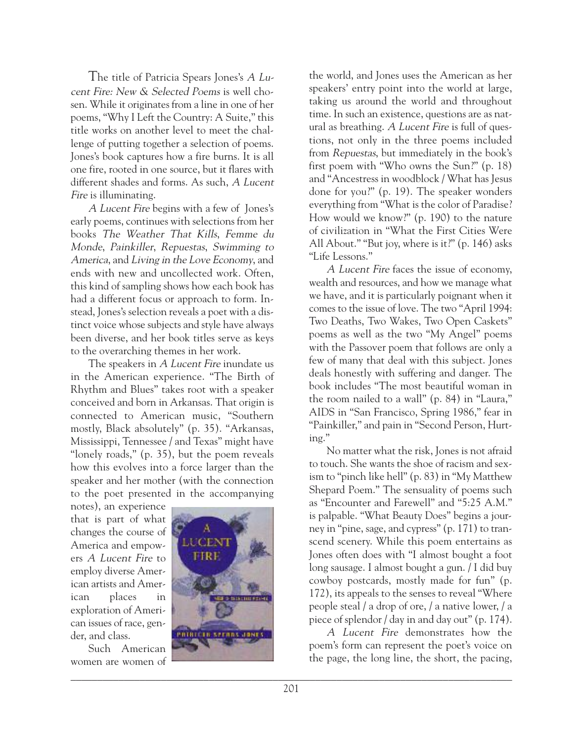The title of Patricia Spears Jones's *A Lucent Fire: New & Selected Poems* is well chosen. While it originates from a line in one of her poems, "Why I Left the Country: A Suite," this title works on another level to meet the challenge of putting together a selection of poems. Jones's book captures how a fire burns. It is all one fire, rooted in one source, but it flares with different shades and forms. As such, *A Lucent Fire* is illuminating.

*A Lucent Fire* begins with a few of Jones's early poems, continues with selections from her books *The Weather That Kills*, *Femme du Monde*, *Painkiller*, *Repuestas*, *Swimming to America*, and *Living in the Love Economy*, and ends with new and uncollected work. Often, this kind of sampling shows how each book has had a different focus or approach to form. Instead, Jones's selection reveals a poet with a distinct voice whose subjects and style have always been diverse, and her book titles serve as keys to the overarching themes in her work.

The speakers in *A Lucent Fire* inundate us in the American experience. "The Birth of Rhythm and Blues" takes root with a speaker conceived and born in Arkansas. That origin is connected to American music, "Southern mostly, Black absolutely" (p. 35). "Arkansas, Mississippi, Tennessee / and Texas" might have "lonely roads," (p. 35), but the poem reveals how this evolves into a force larger than the speaker and her mother (with the connection to the poet presented in the accompanying notes), an experience that is part of what changes the course of America and empowers *A Lucent Fire* to employ diverse American artists and American places in exploration of American issues of race, gender, and class.

Such American women are women of the world, and Jones uses the American as her speakers' entry point into the world at large, taking us around the world and throughout time. In such an existence, questions are as natural as breathing. *A Lucent Fire* is full of questions, not only in the three poems included from *Repuestas*, but immediately in the book's first poem with "Who owns the Sun?" (p. 18) and "Ancestress in woodblock / What has Jesus done for you?" (p. 19). The speaker wonders everything from "What is the color of Paradise? How would we know?" (p. 190) to the nature of civilization in "What the First Cities Were All About." "But joy, where is it?" (p. 146) asks "Life Lessons."

*A Lucent Fire* faces the issue of economy, wealth and resources, and how we manage what we have, and it is particularly poignant when it comes to the issue of love. The two "April 1994: Two Deaths, Two Wakes, Two Open Caskets" poems as well as the two "My Angel" poems with the Passover poem that follows are only a few of many that deal with this subject. Jones deals honestly with suffering and danger. The book includes "The most beautiful woman in the room nailed to a wall" (p. 84) in "Laura," AIDS in "San Francisco, Spring 1986," fear in "Painkiller," and pain in "Second Person, Hurting."

No matter what the risk, Jones is not afraid to touch. She wants the shoe of racism and sexism to "pinch like hell" (p. 83) in "My Matthew Shepard Poem." The sensuality of poems such as "Encounter and Farewell" and "5:25 A.M." is palpable. "What Beauty Does" begins a journey in "pine, sage, and cypress" (p. 171) to transcend scenery. While this poem entertains as Jones often does with "I almost bought a foot long sausage. I almost bought a gun. / I did buy cowboy postcards, mostly made for fun" (p. 172), its appeals to the senses to reveal "Where people steal / a drop of ore, / a native lower, / a piece of splendor / day in and day out" (p. 174).

*A Lucent Fire* demonstrates how the poem's form can represent the poet's voice on the page, the long line, the short, the pacing,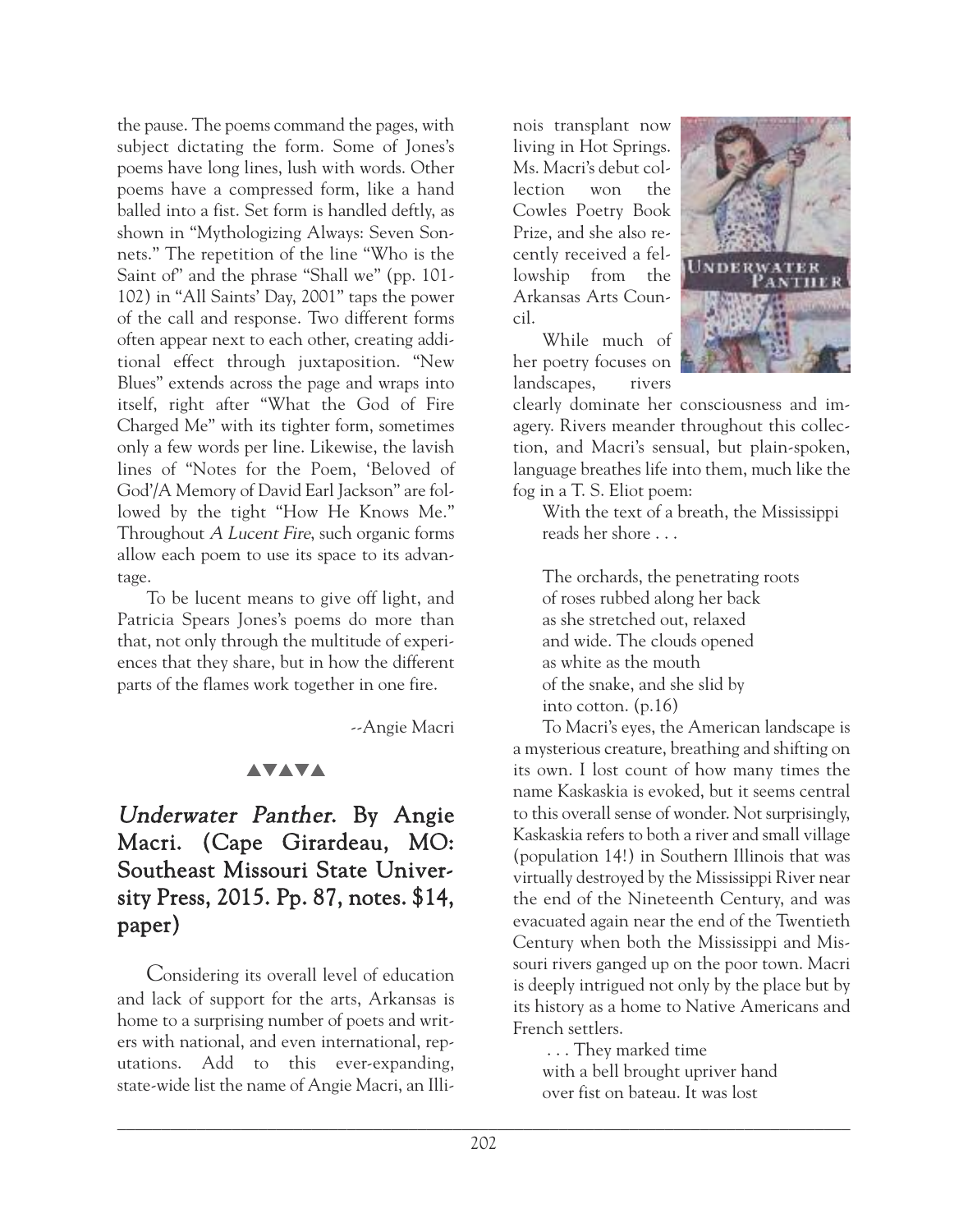the pause. The poems command the pages, with subject dictating the form. Some of Jones's poems have long lines, lush with words. Other poems have a compressed form, like a hand balled into a fist. Set form is handled deftly, as shown in "Mythologizing Always: Seven Sonnets." The repetition of the line "Who is the Saint of" and the phrase "Shall we" (pp. 101-102) in "All Saints' Day, 2001" taps the power of the call and response. Two different forms often appear next to each other, creating additional effect through juxtaposition. "New Blues" extends across the page and wraps into itself, right after "What the God of Fire Charged Me" with its tighter form, sometimes only a few words per line. Likewise, the lavish lines of "Notes for the Poem, 'Beloved of God'/A Memory of David Earl Jackson" are followed by the tight "How He Knows Me." Throughout *A Lucent Fire*, such organic forms allow each poem to use its space to its advantage.

To be lucent means to give off light, and Patricia Spears Jones's poems do more than that, not only through the multitude of experiences that they share, but in how the different parts of the flames work together in one fire.

--Angie Macri

▲▼▲▼▲

## *Underwater Panther*. By Angie Macri. (Cape Girardeau, MO: Southeast Missouri State University Press, 2015. Pp. 87, notes. $14, paper)

Considering its overall level of education and lack of support for the arts, Arkansas is home to a surprising number of poets and writers with national, and even international, reputations. Add to this ever-expanding, state-wide list the name of Angie Macri, an Illinois transplant now living in Hot Springs. Ms. Macri's debut collection won the Cowles Poetry Book Prize, and she also recently received a fellowship from the Arkansas Arts Council.

While much of her poetry focuses on landscapes, rivers clearly dominate her consciousness and imagery. Rivers meander throughout this collection, and Macri's sensual, but plain-spoken, language breathes life into them, much like the fog in a T. S. Eliot poem:

> With the text of a breath, the Mississippi
> reads her shore . . .
>
> The orchards, the penetrating roots
> of roses rubbed along her back
> as she stretched out, relaxed
> and wide. The clouds opened
> as white as the mouth
> of the snake, and she slid by
> into cotton. (p.16)

To Macri's eyes, the American landscape is a mysterious creature, breathing and shifting on its own. I lost count of how many times the name Kaskaskia is evoked, but it seems central to this overall sense of wonder. Not surprisingly, Kaskaskia refers to both a river and small village (population 14!) in Southern Illinois that was virtually destroyed by the Mississippi River near the end of the Nineteenth Century, and was evacuated again near the end of the Twentieth Century when both the Mississippi and Missouri rivers ganged up on the poor town. Macri is deeply intrigued not only by the place but by its history as a home to Native Americans and French settlers.

> . . . They marked time
> with a bell brought upriver hand
> over fist on bateau. It was lost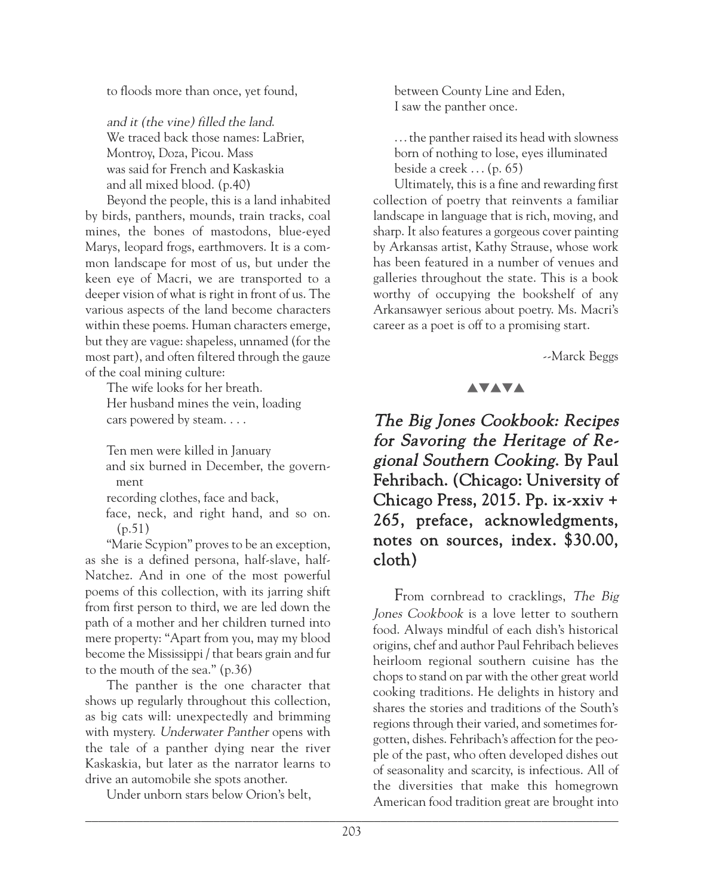to floods more than once, yet found,

*and it (the vine) filled the land.*
We traced back those names: LaBrier,
Montroy, Doza, Picou. Mass
was said for French and Kaskaskia
and all mixed blood. (p.40)

Beyond the people, this is a land inhabited by birds, panthers, mounds, train tracks, coal mines, the bones of mastodons, blue-eyed Marys, leopard frogs, earthmovers. It is a common landscape for most of us, but under the keen eye of Macri, we are transported to a deeper vision of what is right in front of us. The various aspects of the land become characters within these poems. Human characters emerge, but they are vague: shapeless, unnamed (for the most part), and often filtered through the gauze of the coal mining culture:

The wife looks for her breath.
Her husband mines the vein, loading
cars powered by steam. . . .

Ten men were killed in January
and six burned in December, the government
recording clothes, face and back,
face, neck, and right hand, and so on. (p.51)

"Marie Scypion" proves to be an exception, as she is a defined persona, half-slave, half-Natchez. And in one of the most powerful poems of this collection, with its jarring shift from first person to third, we are led down the path of a mother and her children turned into mere property: "Apart from you, may my blood become the Mississippi / that bears grain and fur to the mouth of the sea." (p.36)

The panther is the one character that shows up regularly throughout this collection, as big cats will: unexpectedly and brimming with mystery. *Underwater Panther* opens with the tale of a panther dying near the river Kaskaskia, but later as the narrator learns to drive an automobile she spots another.

Under unborn stars below Orion's belt,
between County Line and Eden,
I saw the panther once.

. . . the panther raised its head with slowness
born of nothing to lose, eyes illuminated
beside a creek . . . (p. 65)

Ultimately, this is a fine and rewarding first collection of poetry that reinvents a familiar landscape in language that is rich, moving, and sharp. It also features a gorgeous cover painting by Arkansas artist, Kathy Strause, whose work has been featured in a number of venues and galleries throughout the state. This is a book worthy of occupying the bookshelf of any Arkansawyer serious about poetry. Ms. Macri's career as a poet is off to a promising start.

--Marck Beggs

▲▼▲▼▲

## *The Big Jones Cookbook: Recipes for Savoring the Heritage of Regional Southern Cooking.* By Paul Fehribach. (Chicago: University of Chicago Press, 2015. Pp. ix-xxiv + 265, preface, acknowledgments, notes on sources, index. $30.00, cloth)

From cornbread to cracklings, *The Big Jones Cookbook* is a love letter to southern food. Always mindful of each dish's historical origins, chef and author Paul Fehribach believes heirloom regional southern cuisine has the chops to stand on par with the other great world cooking traditions. He delights in history and shares the stories and traditions of the South's regions through their varied, and sometimes forgotten, dishes. Fehribach's affection for the people of the past, who often developed dishes out of seasonality and scarcity, is infectious. All of the diversities that make this homegrown American food tradition great are brought into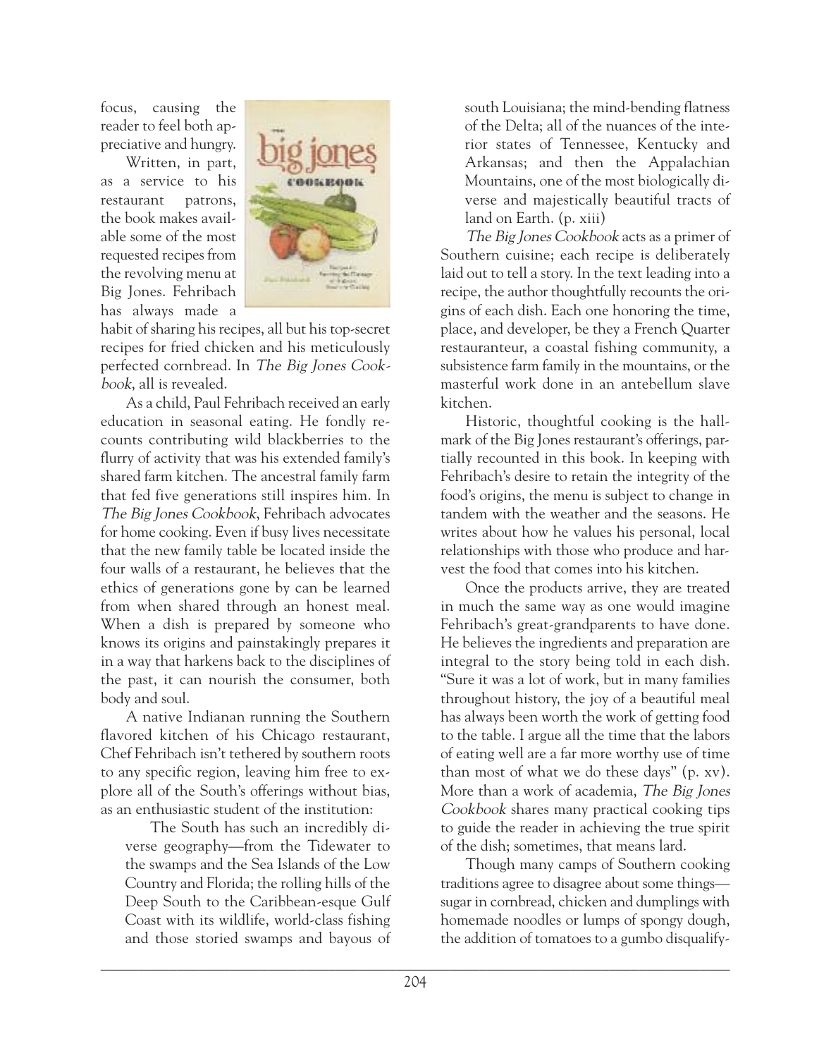focus, causing the reader to feel both appreciative and hungry.

Written, in part, as a service to his restaurant patrons, the book makes available some of the most requested recipes from the revolving menu at Big Jones. Fehribach has always made a habit of sharing his recipes, all but his top-secret recipes for fried chicken and his meticulously perfected cornbread. In *The Big Jones Cookbook*, all is revealed.

As a child, Paul Fehribach received an early education in seasonal eating. He fondly recounts contributing wild blackberries to the flurry of activity that was his extended family's shared farm kitchen. The ancestral family farm that fed five generations still inspires him. In *The Big Jones Cookbook*, Fehribach advocates for home cooking. Even if busy lives necessitate that the new family table be located inside the four walls of a restaurant, he believes that the ethics of generations gone by can be learned from when shared through an honest meal. When a dish is prepared by someone who knows its origins and painstakingly prepares it in a way that harkens back to the disciplines of the past, it can nourish the consumer, both body and soul.

A native Indianan running the Southern flavored kitchen of his Chicago restaurant, Chef Fehribach isn't tethered by southern roots to any specific region, leaving him free to explore all of the South's offerings without bias, as an enthusiastic student of the institution:

> The South has such an incredibly diverse geography—from the Tidewater to the swamps and the Sea Islands of the Low Country and Florida; the rolling hills of the Deep South to the Caribbean-esque Gulf Coast with its wildlife, world-class fishing and those storied swamps and bayous of south Louisiana; the mind-bending flatness of the Delta; all of the nuances of the interior states of Tennessee, Kentucky and Arkansas; and then the Appalachian Mountains, one of the most biologically diverse and majestically beautiful tracts of land on Earth. (p. xiii)

*The Big Jones Cookbook* acts as a primer of Southern cuisine; each recipe is deliberately laid out to tell a story. In the text leading into a recipe, the author thoughtfully recounts the origins of each dish. Each one honoring the time, place, and developer, be they a French Quarter restauranteur, a coastal fishing community, a subsistence farm family in the mountains, or the masterful work done in an antebellum slave kitchen.

Historic, thoughtful cooking is the hallmark of the Big Jones restaurant's offerings, partially recounted in this book. In keeping with Fehribach's desire to retain the integrity of the food's origins, the menu is subject to change in tandem with the weather and the seasons. He writes about how he values his personal, local relationships with those who produce and harvest the food that comes into his kitchen.

Once the products arrive, they are treated in much the same way as one would imagine Fehribach's great-grandparents to have done. He believes the ingredients and preparation are integral to the story being told in each dish. "Sure it was a lot of work, but in many families throughout history, the joy of a beautiful meal has always been worth the work of getting food to the table. I argue all the time that the labors of eating well are a far more worthy use of time than most of what we do these days" (p. xv). More than a work of academia, *The Big Jones Cookbook* shares many practical cooking tips to guide the reader in achieving the true spirit of the dish; sometimes, that means lard.

Though many camps of Southern cooking traditions agree to disagree about some things—sugar in cornbread, chicken and dumplings with homemade noodles or lumps of spongy dough, the addition of tomatoes to a gumbo disqualify-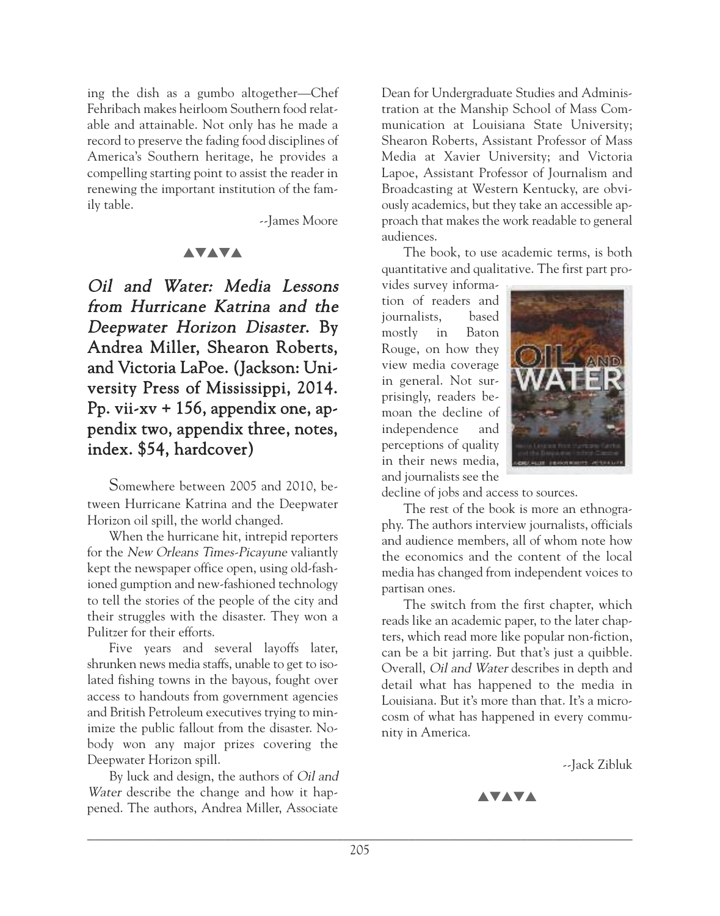ing the dish as a gumbo altogether—Chef Fehribach makes heirloom Southern food relatable and attainable. Not only has he made a record to preserve the fading food disciplines of America's Southern heritage, he provides a compelling starting point to assist the reader in renewing the important institution of the family table.

--James Moore

▲▼▲▼▲

## *Oil and Water: Media Lessons from Hurricane Katrina and the Deepwater Horizon Disaster.* By Andrea Miller, Shearon Roberts, and Victoria LaPoe. (Jackson: University Press of Mississippi, 2014. Pp. vii-xv + 156, appendix one, appendix two, appendix three, notes, index. $54, hardcover)

Somewhere between 2005 and 2010, between Hurricane Katrina and the Deepwater Horizon oil spill, the world changed.

When the hurricane hit, intrepid reporters for the *New Orleans Times-Picayune* valiantly kept the newspaper office open, using old-fashioned gumption and new-fashioned technology to tell the stories of the people of the city and their struggles with the disaster. They won a Pulitzer for their efforts.

Five years and several layoffs later, shrunken news media staffs, unable to get to isolated fishing towns in the bayous, fought over access to handouts from government agencies and British Petroleum executives trying to minimize the public fallout from the disaster. Nobody won any major prizes covering the Deepwater Horizon spill.

By luck and design, the authors of *Oil and Water* describe the change and how it happened. The authors, Andrea Miller, Associate Dean for Undergraduate Studies and Administration at the Manship School of Mass Communication at Louisiana State University; Shearon Roberts, Assistant Professor of Mass Media at Xavier University; and Victoria Lapoe, Assistant Professor of Journalism and Broadcasting at Western Kentucky, are obviously academics, but they take an accessible approach that makes the work readable to general audiences.

The book, to use academic terms, is both quantitative and qualitative. The first part provides survey information of readers and journalists, based mostly in Baton Rouge, on how they view media coverage in general. Not surprisingly, readers bemoan the decline of independence and perceptions of quality in their news media, and journalists see the decline of jobs and access to sources.

The rest of the book is more an ethnography. The authors interview journalists, officials and audience members, all of whom note how the economics and the content of the local media has changed from independent voices to partisan ones.

The switch from the first chapter, which reads like an academic paper, to the later chapters, which read more like popular non-fiction, can be a bit jarring. But that's just a quibble. Overall, *Oil and Water* describes in depth and detail what has happened to the media in Louisiana. But it's more than that. It's a microcosm of what has happened in every community in America.

--Jack Zibluk

▲▼▲▼▲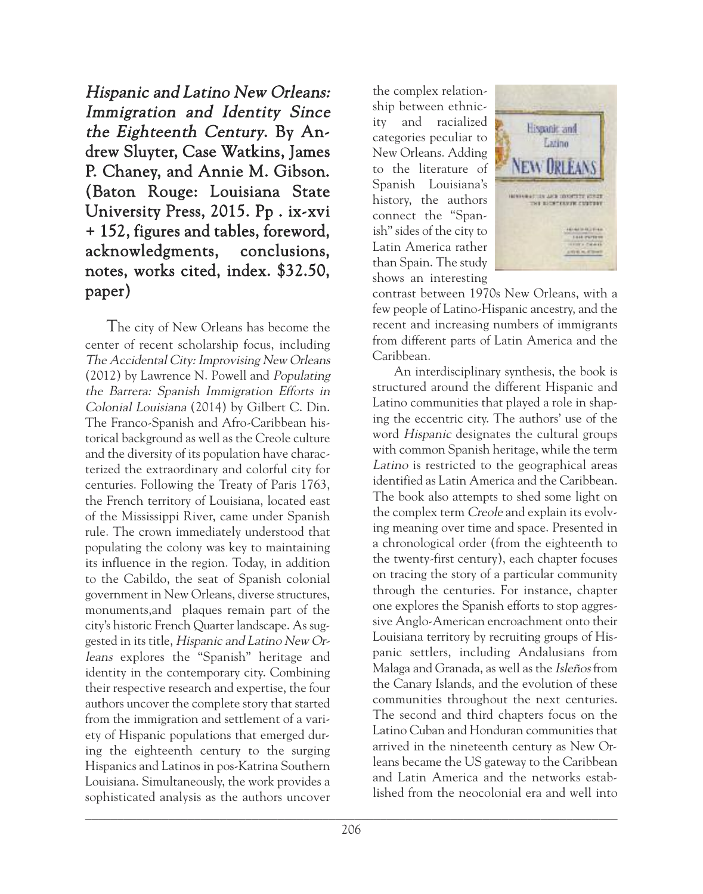***Hispanic and Latino New Orleans: Immigration and Identity Since the Eighteenth Century*. By Andrew Sluyter, Case Watkins, James P. Chaney, and Annie M. Gibson. (Baton Rouge: Louisiana State University Press, 2015. Pp . ix-xvi + 152, figures and tables, foreword, acknowledgments, conclusions, notes, works cited, index. $32.50, paper)**

The city of New Orleans has become the center of recent scholarship focus, including *The Accidental City: Improvising New Orleans* (2012) by Lawrence N. Powell and *Populating the Barrera: Spanish Immigration Efforts in Colonial Louisiana* (2014) by Gilbert C. Din. The Franco-Spanish and Afro-Caribbean historical background as well as the Creole culture and the diversity of its population have characterized the extraordinary and colorful city for centuries. Following the Treaty of Paris 1763, the French territory of Louisiana, located east of the Mississippi River, came under Spanish rule. The crown immediately understood that populating the colony was key to maintaining its influence in the region. Today, in addition to the Cabildo, the seat of Spanish colonial government in New Orleans, diverse structures, monuments,and plaques remain part of the city's historic French Quarter landscape. As suggested in its title, *Hispanic and Latino New Orleans* explores the "Spanish" heritage and identity in the contemporary city. Combining their respective research and expertise, the four authors uncover the complete story that started from the immigration and settlement of a variety of Hispanic populations that emerged during the eighteenth century to the surging Hispanics and Latinos in pos-Katrina Southern Louisiana. Simultaneously, the work provides a sophisticated analysis as the authors uncover the complex relationship between ethnicity and racialized categories peculiar to New Orleans. Adding to the literature of Spanish Louisiana's history, the authors connect the "Spanish" sides of the city to Latin America rather than Spain. The study shows an interesting contrast between 1970s New Orleans, with a few people of Latino-Hispanic ancestry, and the recent and increasing numbers of immigrants from different parts of Latin America and the Caribbean.

An interdisciplinary synthesis, the book is structured around the different Hispanic and Latino communities that played a role in shaping the eccentric city. The authors' use of the word *Hispanic* designates the cultural groups with common Spanish heritage, while the term *Latino* is restricted to the geographical areas identified as Latin America and the Caribbean. The book also attempts to shed some light on the complex term *Creole* and explain its evolving meaning over time and space. Presented in a chronological order (from the eighteenth to the twenty-first century), each chapter focuses on tracing the story of a particular community through the centuries. For instance, chapter one explores the Spanish efforts to stop aggressive Anglo-American encroachment onto their Louisiana territory by recruiting groups of Hispanic settlers, including Andalusians from Malaga and Granada, as well as the *Isleños* from the Canary Islands, and the evolution of these communities throughout the next centuries. The second and third chapters focus on the Latino Cuban and Honduran communities that arrived in the nineteenth century as New Orleans became the US gateway to the Caribbean and Latin America and the networks established from the neocolonial era and well into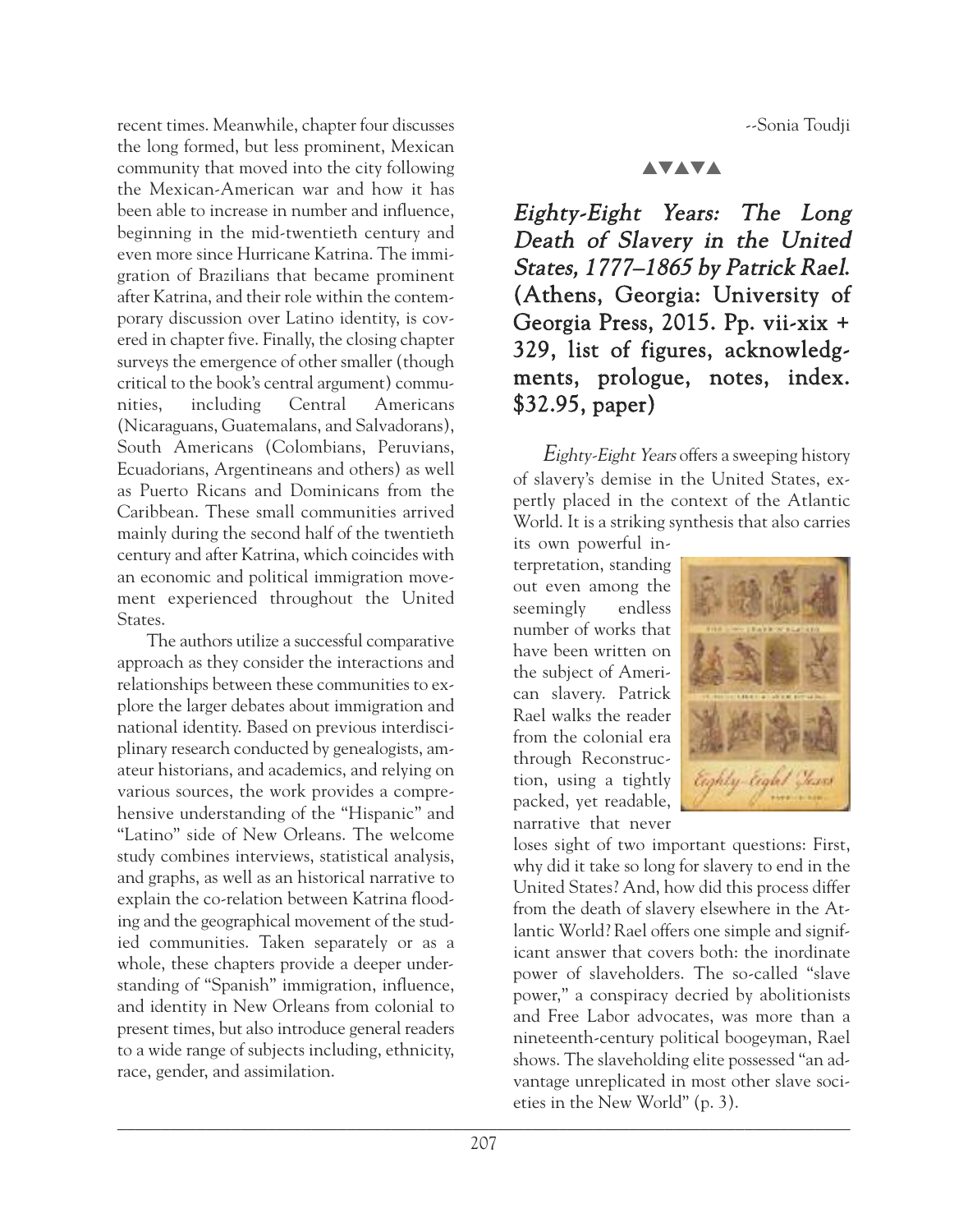recent times. Meanwhile, chapter four discusses the long formed, but less prominent, Mexican community that moved into the city following the Mexican-American war and how it has been able to increase in number and influence, beginning in the mid-twentieth century and even more since Hurricane Katrina. The immigration of Brazilians that became prominent after Katrina, and their role within the contemporary discussion over Latino identity, is covered in chapter five. Finally, the closing chapter surveys the emergence of other smaller (though critical to the book's central argument) communities, including Central Americans (Nicaraguans, Guatemalans, and Salvadorans), South Americans (Colombians, Peruvians, Ecuadorians, Argentineans and others) as well as Puerto Ricans and Dominicans from the Caribbean. These small communities arrived mainly during the second half of the twentieth century and after Katrina, which coincides with an economic and political immigration movement experienced throughout the United States.

The authors utilize a successful comparative approach as they consider the interactions and relationships between these communities to explore the larger debates about immigration and national identity. Based on previous interdisciplinary research conducted by genealogists, amateur historians, and academics, and relying on various sources, the work provides a comprehensive understanding of the "Hispanic" and "Latino" side of New Orleans. The welcome study combines interviews, statistical analysis, and graphs, as well as an historical narrative to explain the co-relation between Katrina flooding and the geographical movement of the studied communities. Taken separately or as a whole, these chapters provide a deeper understanding of "Spanish" immigration, influence, and identity in New Orleans from colonial to present times, but also introduce general readers to a wide range of subjects including, ethnicity, race, gender, and assimilation.

--Sonia Toudji

▲▼▲▼▲

## *Eighty-Eight Years: The Long Death of Slavery in the United States, 1777–1865 by Patrick Rael.* (Athens, Georgia: University of Georgia Press, 2015. Pp. vii-xix + 329, list of figures, acknowledgments, prologue, notes, index. $32.95, paper)

*Eighty-Eight Years* offers a sweeping history of slavery's demise in the United States, expertly placed in the context of the Atlantic World. It is a striking synthesis that also carries its own powerful interpretation, standing out even among the seemingly endless number of works that have been written on the subject of American slavery. Patrick Rael walks the reader from the colonial era through Reconstruction, using a tightly packed, yet readable, narrative that never loses sight of two important questions: First, why did it take so long for slavery to end in the United States? And, how did this process differ from the death of slavery elsewhere in the Atlantic World? Rael offers one simple and significant answer that covers both: the inordinate power of slaveholders. The so-called "slave power," a conspiracy decried by abolitionists and Free Labor advocates, was more than a nineteenth-century political boogeyman, Rael shows. The slaveholding elite possessed "an advantage unreplicated in most other slave societies in the New World" (p. 3).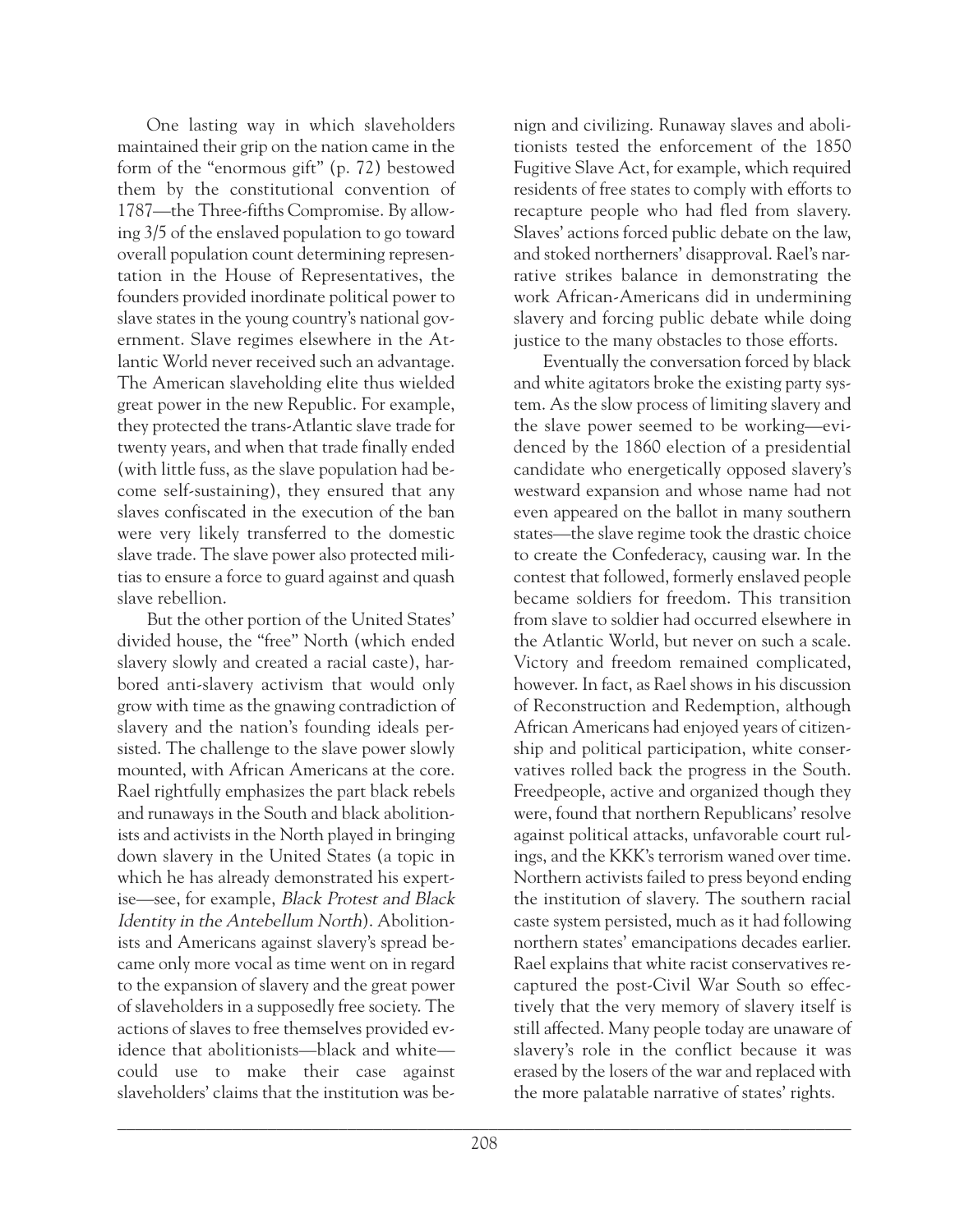One lasting way in which slaveholders maintained their grip on the nation came in the form of the "enormous gift" (p. 72) bestowed them by the constitutional convention of 1787—the Three-fifths Compromise. By allowing 3/5 of the enslaved population to go toward overall population count determining representation in the House of Representatives, the founders provided inordinate political power to slave states in the young country's national government. Slave regimes elsewhere in the Atlantic World never received such an advantage. The American slaveholding elite thus wielded great power in the new Republic. For example, they protected the trans-Atlantic slave trade for twenty years, and when that trade finally ended (with little fuss, as the slave population had become self-sustaining), they ensured that any slaves confiscated in the execution of the ban were very likely transferred to the domestic slave trade. The slave power also protected militias to ensure a force to guard against and quash slave rebellion.

But the other portion of the United States' divided house, the "free" North (which ended slavery slowly and created a racial caste), harbored anti-slavery activism that would only grow with time as the gnawing contradiction of slavery and the nation's founding ideals persisted. The challenge to the slave power slowly mounted, with African Americans at the core. Rael rightfully emphasizes the part black rebels and runaways in the South and black abolitionists and activists in the North played in bringing down slavery in the United States (a topic in which he has already demonstrated his expertise—see, for example, *Black Protest and Black Identity in the Antebellum North*). Abolitionists and Americans against slavery's spread became only more vocal as time went on in regard to the expansion of slavery and the great power of slaveholders in a supposedly free society. The actions of slaves to free themselves provided evidence that abolitionists—black and white—could use to make their case against slaveholders' claims that the institution was benign and civilizing. Runaway slaves and abolitionists tested the enforcement of the 1850 Fugitive Slave Act, for example, which required residents of free states to comply with efforts to recapture people who had fled from slavery. Slaves' actions forced public debate on the law, and stoked northerners' disapproval. Rael's narrative strikes balance in demonstrating the work African-Americans did in undermining slavery and forcing public debate while doing justice to the many obstacles to those efforts.

Eventually the conversation forced by black and white agitators broke the existing party system. As the slow process of limiting slavery and the slave power seemed to be working—evidenced by the 1860 election of a presidential candidate who energetically opposed slavery's westward expansion and whose name had not even appeared on the ballot in many southern states—the slave regime took the drastic choice to create the Confederacy, causing war. In the contest that followed, formerly enslaved people became soldiers for freedom. This transition from slave to soldier had occurred elsewhere in the Atlantic World, but never on such a scale. Victory and freedom remained complicated, however. In fact, as Rael shows in his discussion of Reconstruction and Redemption, although African Americans had enjoyed years of citizenship and political participation, white conservatives rolled back the progress in the South. Freedpeople, active and organized though they were, found that northern Republicans' resolve against political attacks, unfavorable court rulings, and the KKK's terrorism waned over time. Northern activists failed to press beyond ending the institution of slavery. The southern racial caste system persisted, much as it had following northern states' emancipations decades earlier. Rael explains that white racist conservatives recaptured the post-Civil War South so effectively that the very memory of slavery itself is still affected. Many people today are unaware of slavery's role in the conflict because it was erased by the losers of the war and replaced with the more palatable narrative of states' rights.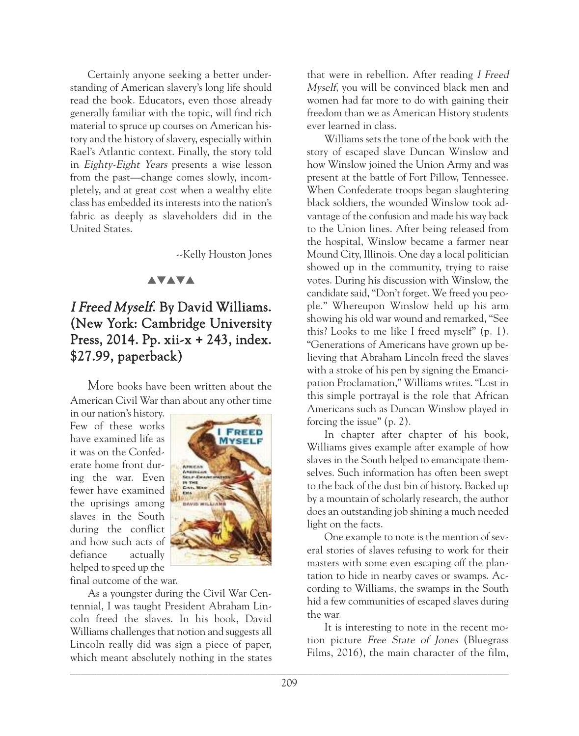Certainly anyone seeking a better understanding of American slavery's long life should read the book. Educators, even those already generally familiar with the topic, will find rich material to spruce up courses on American history and the history of slavery, especially within Rael's Atlantic context. Finally, the story told in *Eighty-Eight Years* presents a wise lesson from the past—change comes slowly, incompletely, and at great cost when a wealthy elite class has embedded its interests into the nation's fabric as deeply as slaveholders did in the United States.

--Kelly Houston Jones

▲▼▲▼▲

## *I Freed Myself*. By David Williams. (New York: Cambridge University Press, 2014. Pp. xii-x + 243, index. $27.99, paperback)

More books have been written about the American Civil War than about any other time in our nation's history. Few of these works have examined life as it was on the Confederate home front during the war. Even fewer have examined the uprisings among slaves in the South during the conflict and how such acts of defiance actually helped to speed up the final outcome of the war.

As a youngster during the Civil War Centennial, I was taught President Abraham Lincoln freed the slaves. In his book, David Williams challenges that notion and suggests all Lincoln really did was sign a piece of paper, which meant absolutely nothing in the states that were in rebellion. After reading *I Freed Myself*, you will be convinced black men and women had far more to do with gaining their freedom than we as American History students ever learned in class.

Williams sets the tone of the book with the story of escaped slave Duncan Winslow and how Winslow joined the Union Army and was present at the battle of Fort Pillow, Tennessee. When Confederate troops began slaughtering black soldiers, the wounded Winslow took advantage of the confusion and made his way back to the Union lines. After being released from the hospital, Winslow became a farmer near Mound City, Illinois. One day a local politician showed up in the community, trying to raise votes. During his discussion with Winslow, the candidate said, "Don't forget. We freed you people." Whereupon Winslow held up his arm showing his old war wound and remarked, "See this? Looks to me like I freed myself" (p. 1). "Generations of Americans have grown up believing that Abraham Lincoln freed the slaves with a stroke of his pen by signing the Emancipation Proclamation," Williams writes. "Lost in this simple portrayal is the role that African Americans such as Duncan Winslow played in forcing the issue" (p. 2).

In chapter after chapter of his book, Williams gives example after example of how slaves in the South helped to emancipate themselves. Such information has often been swept to the back of the dust bin of history. Backed up by a mountain of scholarly research, the author does an outstanding job shining a much needed light on the facts.

One example to note is the mention of several stories of slaves refusing to work for their masters with some even escaping off the plantation to hide in nearby caves or swamps. According to Williams, the swamps in the South hid a few communities of escaped slaves during the war.

It is interesting to note in the recent motion picture *Free State of Jones* (Bluegrass Films, 2016), the main character of the film,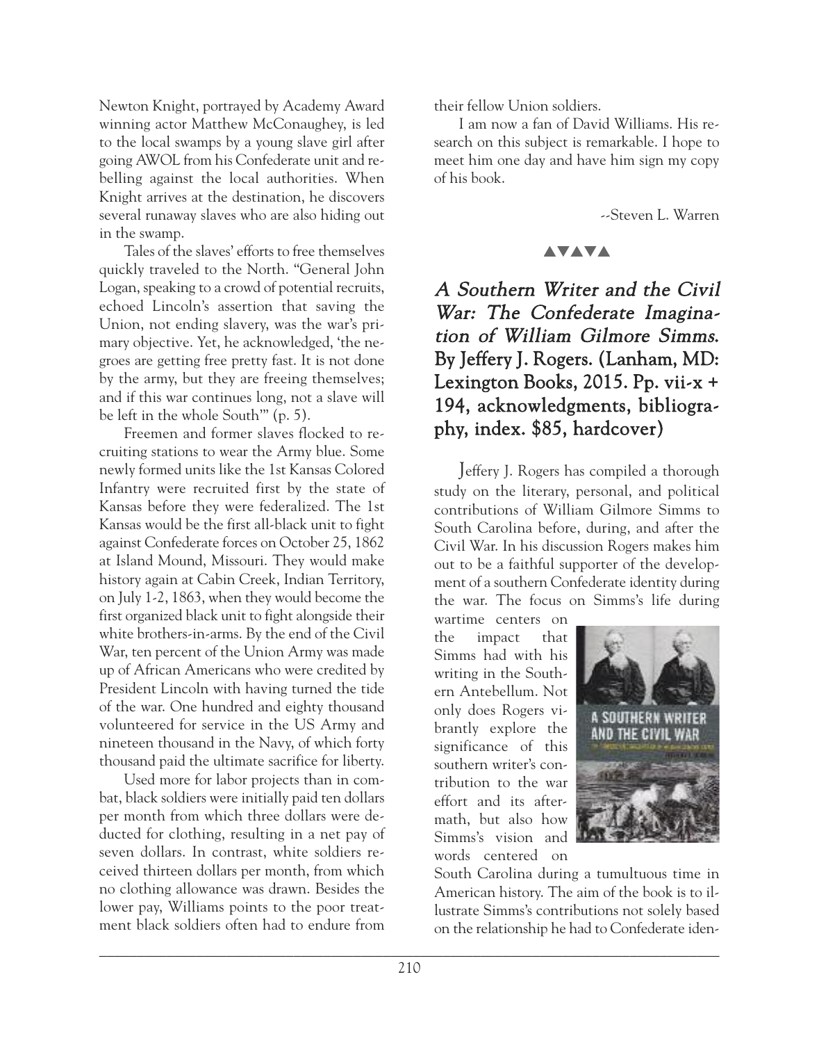Newton Knight, portrayed by Academy Award winning actor Matthew McConaughey, is led to the local swamps by a young slave girl after going AWOL from his Confederate unit and rebelling against the local authorities. When Knight arrives at the destination, he discovers several runaway slaves who are also hiding out in the swamp.

Tales of the slaves' efforts to free themselves quickly traveled to the North. "General John Logan, speaking to a crowd of potential recruits, echoed Lincoln's assertion that saving the Union, not ending slavery, was the war's primary objective. Yet, he acknowledged, 'the negroes are getting free pretty fast. It is not done by the army, but they are freeing themselves; and if this war continues long, not a slave will be left in the whole South'" (p. 5).

Freemen and former slaves flocked to recruiting stations to wear the Army blue. Some newly formed units like the 1st Kansas Colored Infantry were recruited first by the state of Kansas before they were federalized. The 1st Kansas would be the first all-black unit to fight against Confederate forces on October 25, 1862 at Island Mound, Missouri. They would make history again at Cabin Creek, Indian Territory, on July 1-2, 1863, when they would become the first organized black unit to fight alongside their white brothers-in-arms. By the end of the Civil War, ten percent of the Union Army was made up of African Americans who were credited by President Lincoln with having turned the tide of the war. One hundred and eighty thousand volunteered for service in the US Army and nineteen thousand in the Navy, of which forty thousand paid the ultimate sacrifice for liberty.

Used more for labor projects than in combat, black soldiers were initially paid ten dollars per month from which three dollars were deducted for clothing, resulting in a net pay of seven dollars. In contrast, white soldiers received thirteen dollars per month, from which no clothing allowance was drawn. Besides the lower pay, Williams points to the poor treatment black soldiers often had to endure from their fellow Union soldiers.

I am now a fan of David Williams. His research on this subject is remarkable. I hope to meet him one day and have him sign my copy of his book.

--Steven L. Warren

▲▼▲▼▲

## *A Southern Writer and the Civil War: The Confederate Imagination of William Gilmore Simms.* By Jeffery J. Rogers. (Lanham, MD: Lexington Books, 2015. Pp. vii-x + 194, acknowledgments, bibliography, index. $85, hardcover)

Jeffery J. Rogers has compiled a thorough study on the literary, personal, and political contributions of William Gilmore Simms to South Carolina before, during, and after the Civil War. In his discussion Rogers makes him out to be a faithful supporter of the development of a southern Confederate identity during the war. The focus on Simms's life during wartime centers on the impact that Simms had with his writing in the Southern Antebellum. Not only does Rogers vibrantly explore the significance of this southern writer's contribution to the war effort and its aftermath, but also how Simms's vision and words centered on South Carolina during a tumultuous time in American history. The aim of the book is to illustrate Simms's contributions not solely based on the relationship he had to Confederate iden-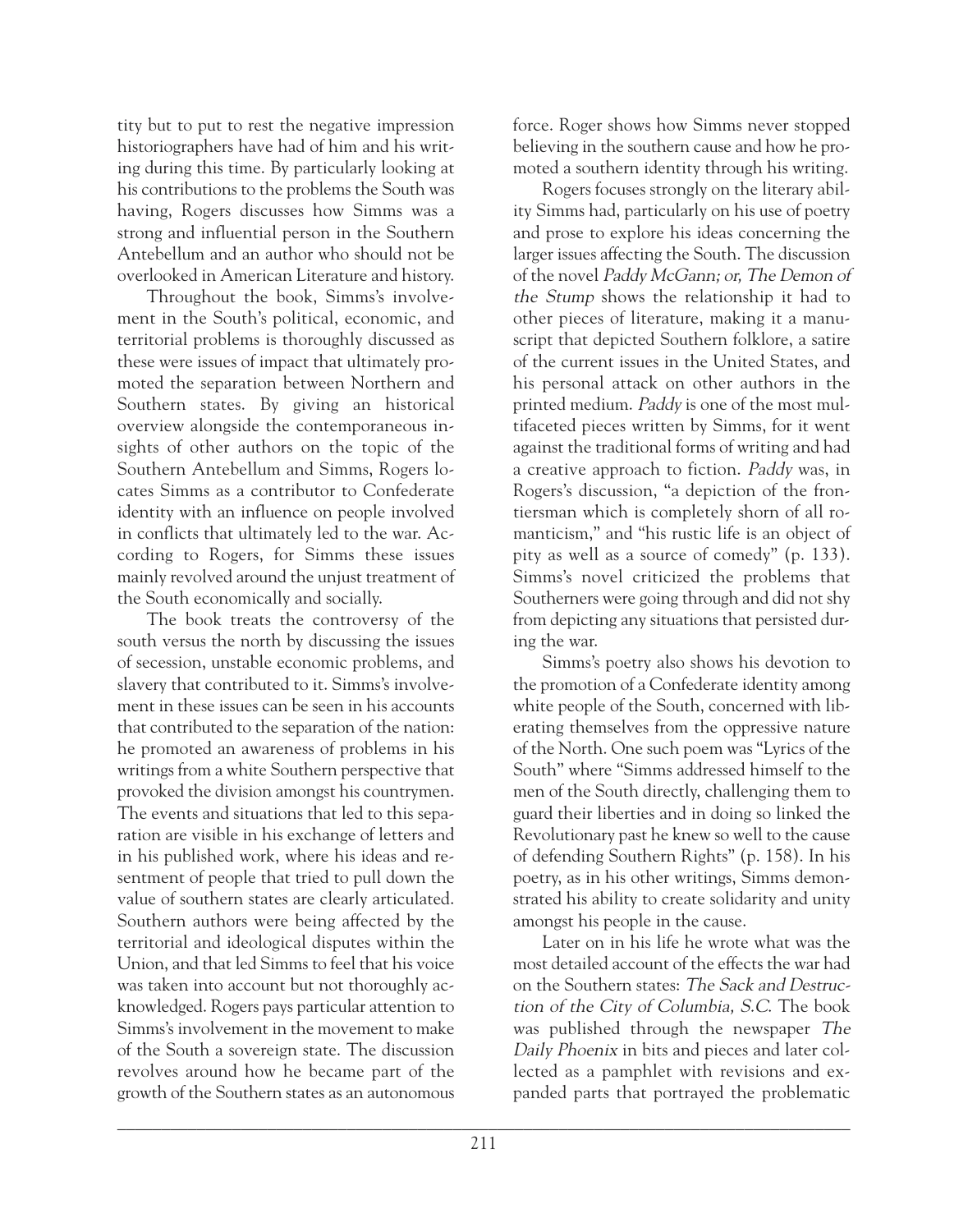tity but to put to rest the negative impression historiographers have had of him and his writing during this time. By particularly looking at his contributions to the problems the South was having, Rogers discusses how Simms was a strong and influential person in the Southern Antebellum and an author who should not be overlooked in American Literature and history.

Throughout the book, Simms's involvement in the South's political, economic, and territorial problems is thoroughly discussed as these were issues of impact that ultimately promoted the separation between Northern and Southern states. By giving an historical overview alongside the contemporaneous insights of other authors on the topic of the Southern Antebellum and Simms, Rogers locates Simms as a contributor to Confederate identity with an influence on people involved in conflicts that ultimately led to the war. According to Rogers, for Simms these issues mainly revolved around the unjust treatment of the South economically and socially.

The book treats the controversy of the south versus the north by discussing the issues of secession, unstable economic problems, and slavery that contributed to it. Simms's involvement in these issues can be seen in his accounts that contributed to the separation of the nation: he promoted an awareness of problems in his writings from a white Southern perspective that provoked the division amongst his countrymen. The events and situations that led to this separation are visible in his exchange of letters and in his published work, where his ideas and resentment of people that tried to pull down the value of southern states are clearly articulated. Southern authors were being affected by the territorial and ideological disputes within the Union, and that led Simms to feel that his voice was taken into account but not thoroughly acknowledged. Rogers pays particular attention to Simms's involvement in the movement to make of the South a sovereign state. The discussion revolves around how he became part of the growth of the Southern states as an autonomous force. Roger shows how Simms never stopped believing in the southern cause and how he promoted a southern identity through his writing.

Rogers focuses strongly on the literary ability Simms had, particularly on his use of poetry and prose to explore his ideas concerning the larger issues affecting the South. The discussion of the novel *Paddy McGann; or, The Demon of the Stump* shows the relationship it had to other pieces of literature, making it a manuscript that depicted Southern folklore, a satire of the current issues in the United States, and his personal attack on other authors in the printed medium. *Paddy* is one of the most multifaceted pieces written by Simms, for it went against the traditional forms of writing and had a creative approach to fiction. *Paddy* was, in Rogers's discussion, "a depiction of the frontiersman which is completely shorn of all romanticism," and "his rustic life is an object of pity as well as a source of comedy" (p. 133). Simms's novel criticized the problems that Southerners were going through and did not shy from depicting any situations that persisted during the war.

Simms's poetry also shows his devotion to the promotion of a Confederate identity among white people of the South, concerned with liberating themselves from the oppressive nature of the North. One such poem was "Lyrics of the South" where "Simms addressed himself to the men of the South directly, challenging them to guard their liberties and in doing so linked the Revolutionary past he knew so well to the cause of defending Southern Rights" (p. 158). In his poetry, as in his other writings, Simms demonstrated his ability to create solidarity and unity amongst his people in the cause.

Later on in his life he wrote what was the most detailed account of the effects the war had on the Southern states: *The Sack and Destruction of the City of Columbia, S.C.* The book was published through the newspaper *The Daily Phoenix* in bits and pieces and later collected as a pamphlet with revisions and expanded parts that portrayed the problematic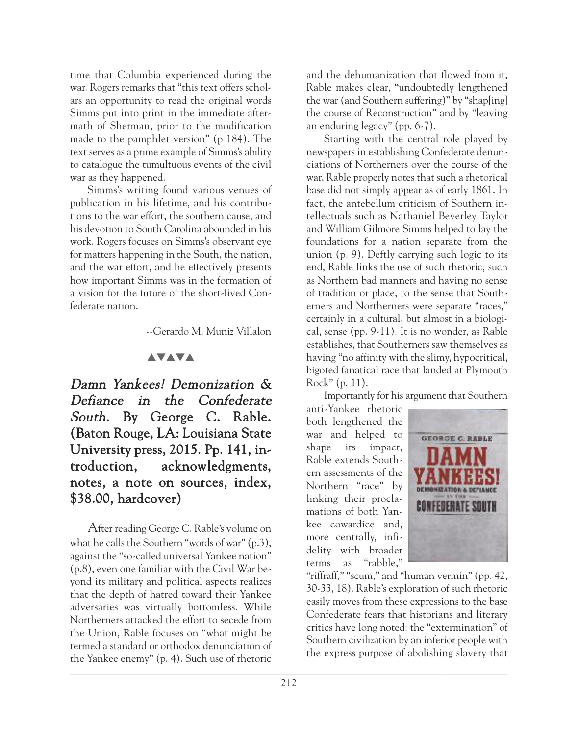time that Columbia experienced during the war. Rogers remarks that "this text offers scholars an opportunity to read the original words Simms put into print in the immediate aftermath of Sherman, prior to the modification made to the pamphlet version" (p 184). The text serves as a prime example of Simms's ability to catalogue the tumultuous events of the civil war as they happened.

Simms's writing found various venues of publication in his lifetime, and his contributions to the war effort, the southern cause, and his devotion to South Carolina abounded in his work. Rogers focuses on Simms's observant eye for matters happening in the South, the nation, and the war effort, and he effectively presents how important Simms was in the formation of a vision for the future of the short-lived Confederate nation.

--Gerardo M. Muniz Villalon

▲▼▲▼▲

## *Damn Yankees! Demonization & Defiance in the Confederate South*. By George C. Rable. (Baton Rouge, LA: Louisiana State University press, 2015. Pp. 141, introduction, acknowledgments, notes, a note on sources, index, $38.00, hardcover)

After reading George C. Rable's volume on what he calls the Southern "words of war" (p.3), against the "so-called universal Yankee nation" (p.8), even one familiar with the Civil War beyond its military and political aspects realizes that the depth of hatred toward their Yankee adversaries was virtually bottomless. While Northerners attacked the effort to secede from the Union, Rable focuses on "what might be termed a standard or orthodox denunciation of the Yankee enemy" (p. 4). Such use of rhetoric and the dehumanization that flowed from it, Rable makes clear, "undoubtedly lengthened the war (and Southern suffering)" by "shap[ing] the course of Reconstruction" and by "leaving an enduring legacy" (pp. 6-7).

Starting with the central role played by newspapers in establishing Confederate denunciations of Northerners over the course of the war, Rable properly notes that such a rhetorical base did not simply appear as of early 1861. In fact, the antebellum criticism of Southern intellectuals such as Nathaniel Beverley Taylor and William Gilmore Simms helped to lay the foundations for a nation separate from the union (p. 9). Deftly carrying such logic to its end, Rable links the use of such rhetoric, such as Northern bad manners and having no sense of tradition or place, to the sense that Southerners and Northerners were separate "races," certainly in a cultural, but almost in a biological, sense (pp. 9-11). It is no wonder, as Rable establishes, that Southerners saw themselves as having "no affinity with the slimy, hypocritical, bigoted fanatical race that landed at Plymouth Rock" (p. 11).

Importantly for his argument that Southern anti-Yankee rhetoric both lengthened the war and helped to shape its impact, Rable extends Southern assessments of the Northern "race" by linking their proclamations of both Yankee cowardice and, more centrally, infidelity with broader terms as "rabble," "riffraff," "scum," and "human vermin" (pp. 42, 30-33, 18). Rable's exploration of such rhetoric easily moves from these expressions to the base Confederate fears that historians and literary critics have long noted: the "extermination" of Southern civilization by an inferior people with the express purpose of abolishing slavery that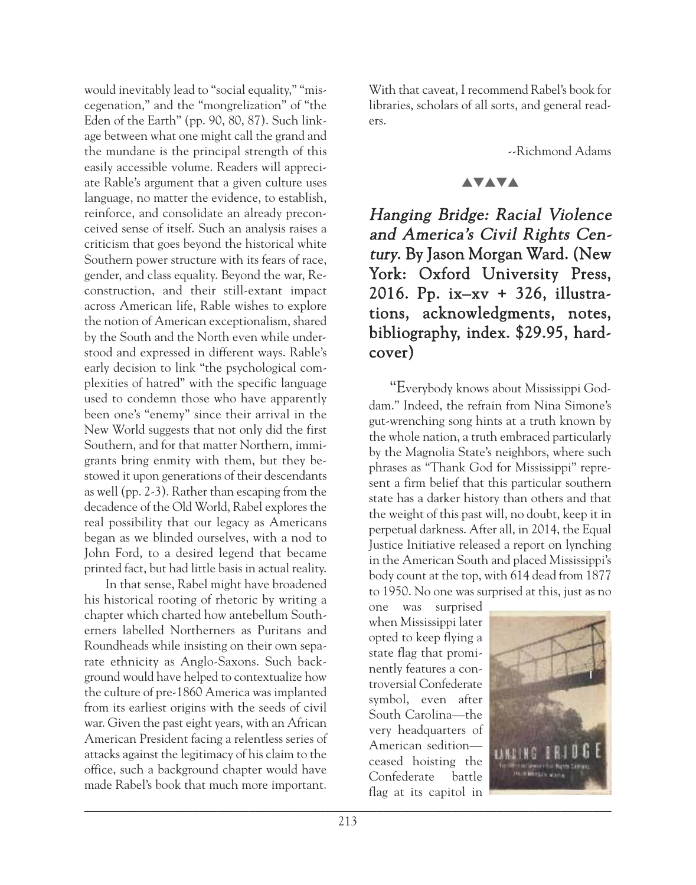would inevitably lead to "social equality," "miscegenation," and the "mongrelization" of "the Eden of the Earth" (pp. 90, 80, 87). Such linkage between what one might call the grand and the mundane is the principal strength of this easily accessible volume. Readers will appreciate Rable's argument that a given culture uses language, no matter the evidence, to establish, reinforce, and consolidate an already preconceived sense of itself. Such an analysis raises a criticism that goes beyond the historical white Southern power structure with its fears of race, gender, and class equality. Beyond the war, Reconstruction, and their still-extant impact across American life, Rable wishes to explore the notion of American exceptionalism, shared by the South and the North even while understood and expressed in different ways. Rable's early decision to link "the psychological complexities of hatred" with the specific language used to condemn those who have apparently been one's "enemy" since their arrival in the New World suggests that not only did the first Southern, and for that matter Northern, immigrants bring enmity with them, but they bestowed it upon generations of their descendants as well (pp. 2-3). Rather than escaping from the decadence of the Old World, Rabel explores the real possibility that our legacy as Americans began as we blinded ourselves, with a nod to John Ford, to a desired legend that became printed fact, but had little basis in actual reality.

In that sense, Rabel might have broadened his historical rooting of rhetoric by writing a chapter which charted how antebellum Southerners labelled Northerners as Puritans and Roundheads while insisting on their own separate ethnicity as Anglo-Saxons. Such background would have helped to contextualize how the culture of pre-1860 America was implanted from its earliest origins with the seeds of civil war. Given the past eight years, with an African American President facing a relentless series of attacks against the legitimacy of his claim to the office, such a background chapter would have made Rabel's book that much more important. With that caveat, I recommend Rabel's book for libraries, scholars of all sorts, and general readers.

--Richmond Adams

▲▼▲▼▲

## *Hanging Bridge: Racial Violence and America's Civil Rights Century.* By Jason Morgan Ward. (New York: Oxford University Press, 2016. Pp. ix–xv + 326, illustrations, acknowledgments, notes, bibliography, index. $29.95, hardcover)

"Everybody knows about Mississippi Goddam." Indeed, the refrain from Nina Simone's gut-wrenching song hints at a truth known by the whole nation, a truth embraced particularly by the Magnolia State's neighbors, where such phrases as "Thank God for Mississippi" represent a firm belief that this particular southern state has a darker history than others and that the weight of this past will, no doubt, keep it in perpetual darkness. After all, in 2014, the Equal Justice Initiative released a report on lynching in the American South and placed Mississippi's body count at the top, with 614 dead from 1877 to 1950. No one was surprised at this, just as no one was surprised when Mississippi later opted to keep flying a state flag that prominently features a controversial Confederate symbol, even after South Carolina—the very headquarters of American sedition—ceased hoisting the Confederate battle flag at its capitol in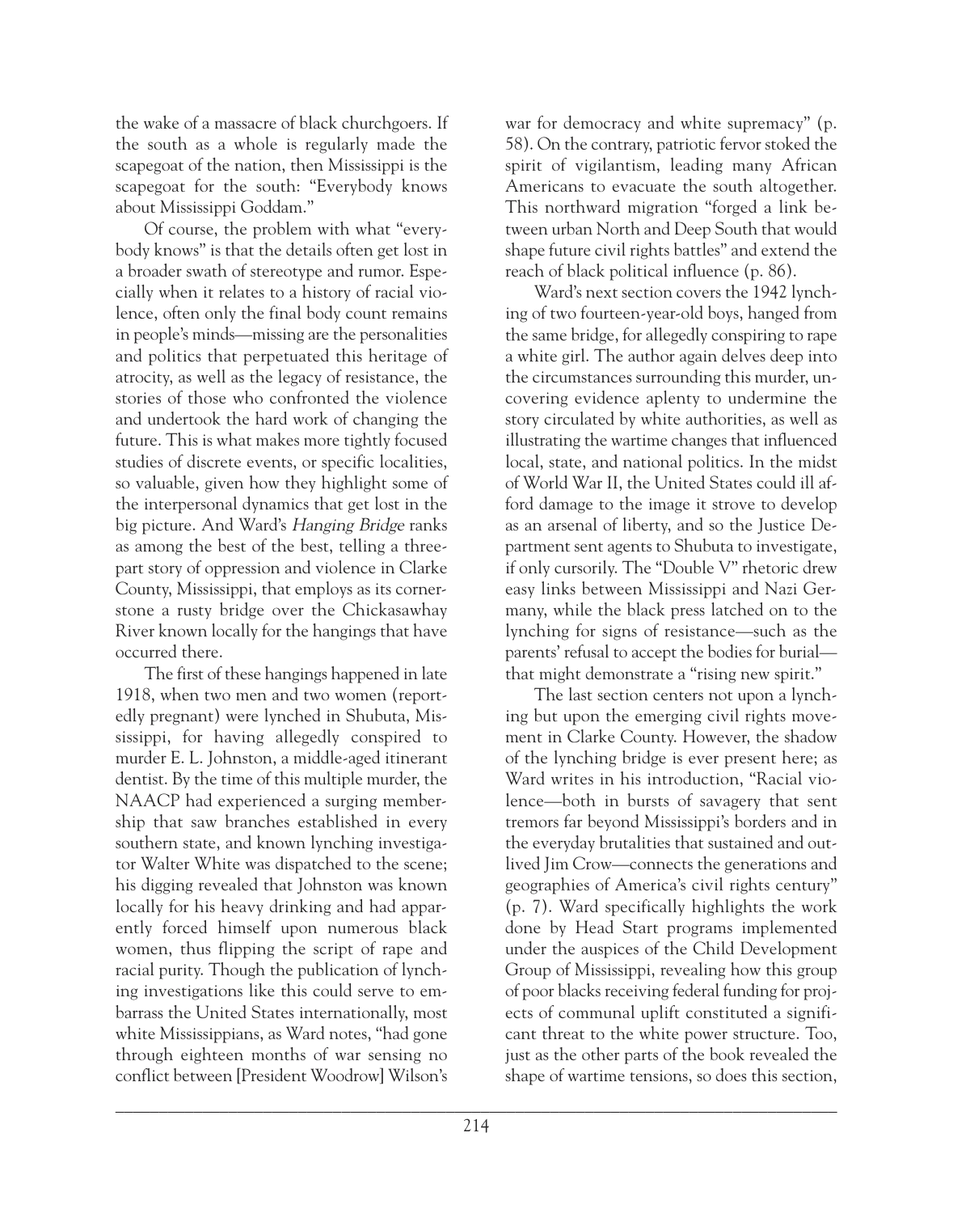the wake of a massacre of black churchgoers. If the south as a whole is regularly made the scapegoat of the nation, then Mississippi is the scapegoat for the south: "Everybody knows about Mississippi Goddam."

Of course, the problem with what "everybody knows" is that the details often get lost in a broader swath of stereotype and rumor. Especially when it relates to a history of racial violence, often only the final body count remains in people's minds—missing are the personalities and politics that perpetuated this heritage of atrocity, as well as the legacy of resistance, the stories of those who confronted the violence and undertook the hard work of changing the future. This is what makes more tightly focused studies of discrete events, or specific localities, so valuable, given how they highlight some of the interpersonal dynamics that get lost in the big picture. And Ward's *Hanging Bridge* ranks as among the best of the best, telling a three-part story of oppression and violence in Clarke County, Mississippi, that employs as its cornerstone a rusty bridge over the Chickasawhay River known locally for the hangings that have occurred there.

The first of these hangings happened in late 1918, when two men and two women (reportedly pregnant) were lynched in Shubuta, Mississippi, for having allegedly conspired to murder E. L. Johnston, a middle-aged itinerant dentist. By the time of this multiple murder, the NAACP had experienced a surging membership that saw branches established in every southern state, and known lynching investigator Walter White was dispatched to the scene; his digging revealed that Johnston was known locally for his heavy drinking and had apparently forced himself upon numerous black women, thus flipping the script of rape and racial purity. Though the publication of lynching investigations like this could serve to embarrass the United States internationally, most white Mississippians, as Ward notes, "had gone through eighteen months of war sensing no conflict between [President Woodrow] Wilson's war for democracy and white supremacy" (p. 58). On the contrary, patriotic fervor stoked the spirit of vigilantism, leading many African Americans to evacuate the south altogether. This northward migration "forged a link between urban North and Deep South that would shape future civil rights battles" and extend the reach of black political influence (p. 86).

Ward's next section covers the 1942 lynching of two fourteen-year-old boys, hanged from the same bridge, for allegedly conspiring to rape a white girl. The author again delves deep into the circumstances surrounding this murder, uncovering evidence aplenty to undermine the story circulated by white authorities, as well as illustrating the wartime changes that influenced local, state, and national politics. In the midst of World War II, the United States could ill afford damage to the image it strove to develop as an arsenal of liberty, and so the Justice Department sent agents to Shubuta to investigate, if only cursorily. The "Double V" rhetoric drew easy links between Mississippi and Nazi Germany, while the black press latched on to the lynching for signs of resistance—such as the parents' refusal to accept the bodies for burial—that might demonstrate a "rising new spirit."

The last section centers not upon a lynching but upon the emerging civil rights movement in Clarke County. However, the shadow of the lynching bridge is ever present here; as Ward writes in his introduction, "Racial violence—both in bursts of savagery that sent tremors far beyond Mississippi's borders and in the everyday brutalities that sustained and outlived Jim Crow—connects the generations and geographies of America's civil rights century" (p. 7). Ward specifically highlights the work done by Head Start programs implemented under the auspices of the Child Development Group of Mississippi, revealing how this group of poor blacks receiving federal funding for projects of communal uplift constituted a significant threat to the white power structure. Too, just as the other parts of the book revealed the shape of wartime tensions, so does this section,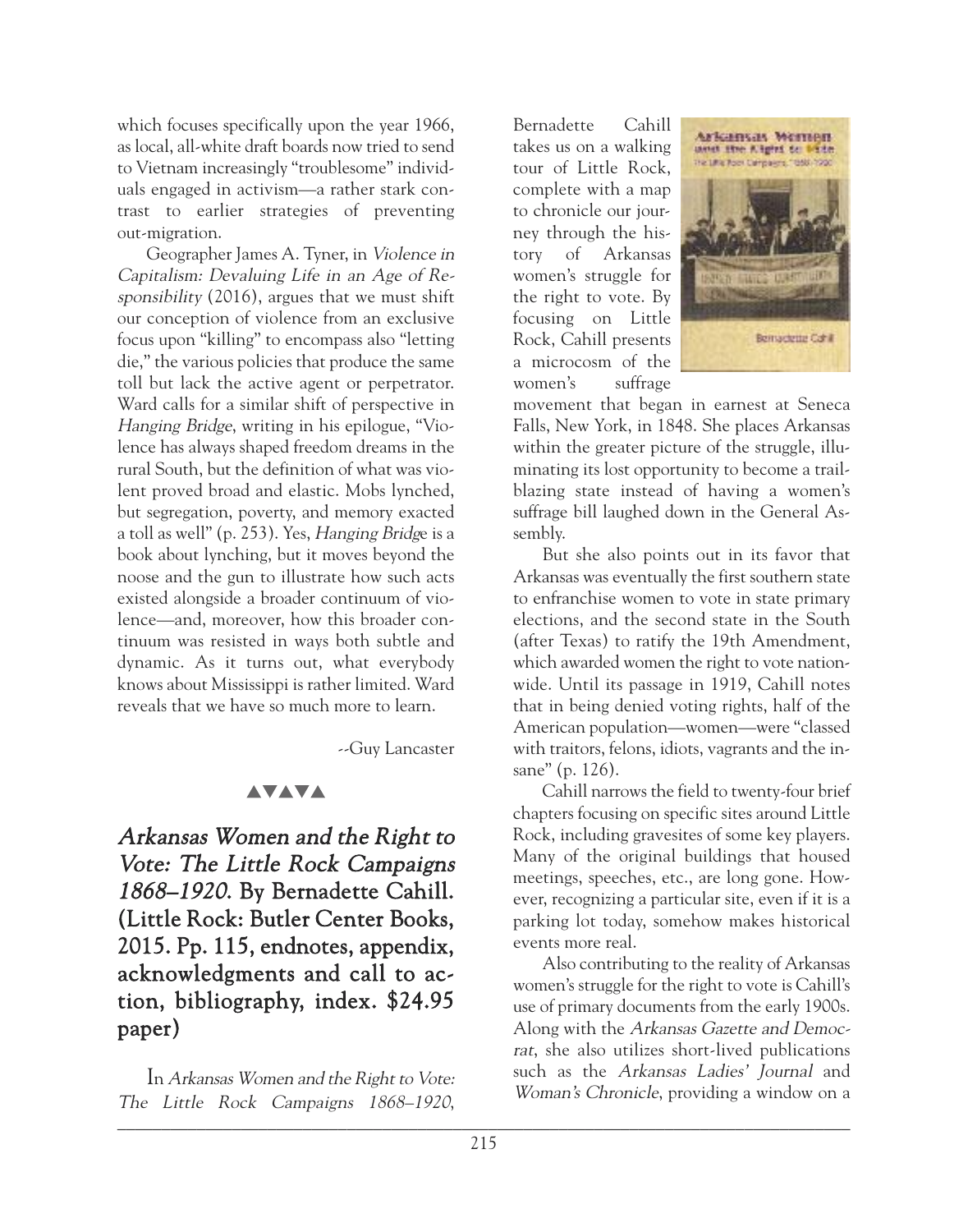which focuses specifically upon the year 1966, as local, all-white draft boards now tried to send to Vietnam increasingly "troublesome" individuals engaged in activism—a rather stark contrast to earlier strategies of preventing out-migration.

Geographer James A. Tyner, in *Violence in Capitalism: Devaluing Life in an Age of Responsibility* (2016), argues that we must shift our conception of violence from an exclusive focus upon "killing" to encompass also "letting die," the various policies that produce the same toll but lack the active agent or perpetrator. Ward calls for a similar shift of perspective in *Hanging Bridge*, writing in his epilogue, "Violence has always shaped freedom dreams in the rural South, but the definition of what was violent proved broad and elastic. Mobs lynched, but segregation, poverty, and memory exacted a toll as well" (p. 253). Yes, *Hanging Bridge* is a book about lynching, but it moves beyond the noose and the gun to illustrate how such acts existed alongside a broader continuum of violence—and, moreover, how this broader continuum was resisted in ways both subtle and dynamic. As it turns out, what everybody knows about Mississippi is rather limited. Ward reveals that we have so much more to learn.

--Guy Lancaster

▲▼▲▼▲

## *Arkansas Women and the Right to Vote: The Little Rock Campaigns 1868–1920.* By Bernadette Cahill. (Little Rock: Butler Center Books, 2015. Pp. 115, endnotes, appendix, acknowledgments and call to action, bibliography, index. $24.95 paper)

In *Arkansas Women and the Right to Vote: The Little Rock Campaigns 1868–1920*, Bernadette Cahill takes us on a walking tour of Little Rock, complete with a map to chronicle our journey through the history of Arkansas women's struggle for the right to vote. By focusing on Little Rock, Cahill presents a microcosm of the women's suffrage movement that began in earnest at Seneca Falls, New York, in 1848. She places Arkansas within the greater picture of the struggle, illuminating its lost opportunity to become a trailblazing state instead of having a women's suffrage bill laughed down in the General Assembly.

But she also points out in its favor that Arkansas was eventually the first southern state to enfranchise women to vote in state primary elections, and the second state in the South (after Texas) to ratify the 19th Amendment, which awarded women the right to vote nationwide. Until its passage in 1919, Cahill notes that in being denied voting rights, half of the American population—women—were "classed with traitors, felons, idiots, vagrants and the insane" (p. 126).

Cahill narrows the field to twenty-four brief chapters focusing on specific sites around Little Rock, including gravesites of some key players. Many of the original buildings that housed meetings, speeches, etc., are long gone. However, recognizing a particular site, even if it is a parking lot today, somehow makes historical events more real.

Also contributing to the reality of Arkansas women's struggle for the right to vote is Cahill's use of primary documents from the early 1900s. Along with the *Arkansas Gazette and Democrat*, she also utilizes short-lived publications such as the *Arkansas Ladies' Journal* and *Woman's Chronicle*, providing a window on a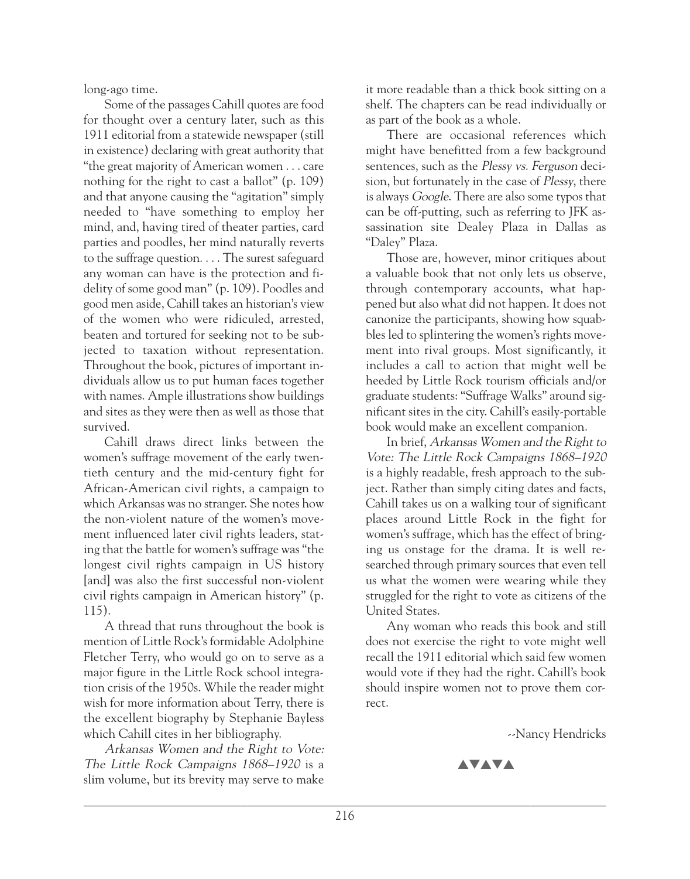long-ago time.

Some of the passages Cahill quotes are food for thought over a century later, such as this 1911 editorial from a statewide newspaper (still in existence) declaring with great authority that "the great majority of American women . . . care nothing for the right to cast a ballot" (p. 109) and that anyone causing the "agitation" simply needed to "have something to employ her mind, and, having tired of theater parties, card parties and poodles, her mind naturally reverts to the suffrage question. . . . The surest safeguard any woman can have is the protection and fidelity of some good man" (p. 109). Poodles and good men aside, Cahill takes an historian's view of the women who were ridiculed, arrested, beaten and tortured for seeking not to be subjected to taxation without representation. Throughout the book, pictures of important individuals allow us to put human faces together with names. Ample illustrations show buildings and sites as they were then as well as those that survived.

Cahill draws direct links between the women's suffrage movement of the early twentieth century and the mid-century fight for African-American civil rights, a campaign to which Arkansas was no stranger. She notes how the non-violent nature of the women's movement influenced later civil rights leaders, stating that the battle for women's suffrage was "the longest civil rights campaign in US history [and] was also the first successful non-violent civil rights campaign in American history" (p. 115).

A thread that runs throughout the book is mention of Little Rock's formidable Adolphine Fletcher Terry, who would go on to serve as a major figure in the Little Rock school integration crisis of the 1950s. While the reader might wish for more information about Terry, there is the excellent biography by Stephanie Bayless which Cahill cites in her bibliography.

*Arkansas Women and the Right to Vote: The Little Rock Campaigns 1868–1920* is a slim volume, but its brevity may serve to make it more readable than a thick book sitting on a shelf. The chapters can be read individually or as part of the book as a whole.

There are occasional references which might have benefitted from a few background sentences, such as the *Plessy vs. Ferguson* decision, but fortunately in the case of *Plessy*, there is always *Google*. There are also some typos that can be off-putting, such as referring to JFK assassination site Dealey Plaza in Dallas as "Daley" Plaza.

Those are, however, minor critiques about a valuable book that not only lets us observe, through contemporary accounts, what happened but also what did not happen. It does not canonize the participants, showing how squabbles led to splintering the women's rights movement into rival groups. Most significantly, it includes a call to action that might well be heeded by Little Rock tourism officials and/or graduate students: "Suffrage Walks" around significant sites in the city. Cahill's easily-portable book would make an excellent companion.

In brief, *Arkansas Women and the Right to Vote: The Little Rock Campaigns 1868–1920* is a highly readable, fresh approach to the subject. Rather than simply citing dates and facts, Cahill takes us on a walking tour of significant places around Little Rock in the fight for women's suffrage, which has the effect of bringing us onstage for the drama. It is well researched through primary sources that even tell us what the women were wearing while they struggled for the right to vote as citizens of the United States.

Any woman who reads this book and still does not exercise the right to vote might well recall the 1911 editorial which said few women would vote if they had the right. Cahill's book should inspire women not to prove them correct.

--Nancy Hendricks

▲▼▲▼▲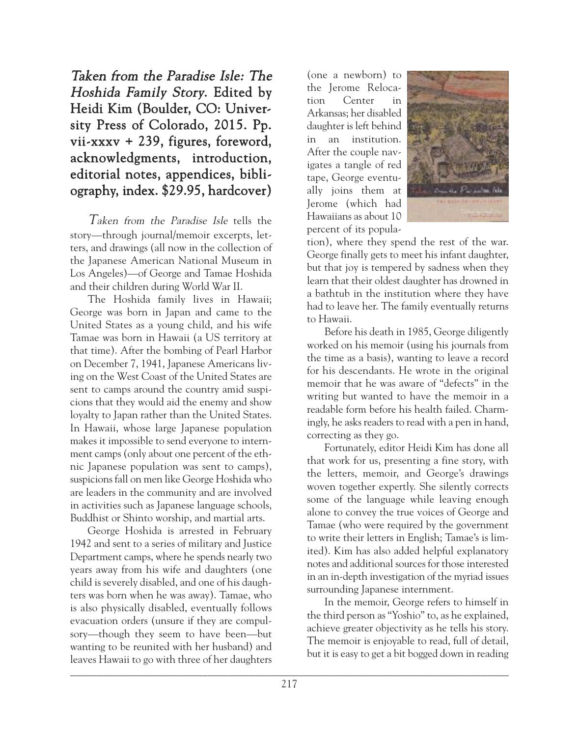***Taken from the Paradise Isle: The Hoshida Family Story.* Edited by Heidi Kim (Boulder, CO: University Press of Colorado, 2015. Pp. vii-xxxv + 239, figures, foreword, acknowledgments, introduction, editorial notes, appendices, bibliography, index. $29.95, hardcover)**

*Taken from the Paradise Isle* tells the story—through journal/memoir excerpts, letters, and drawings (all now in the collection of the Japanese American National Museum in Los Angeles)—of George and Tamae Hoshida and their children during World War II.

The Hoshida family lives in Hawaii; George was born in Japan and came to the United States as a young child, and his wife Tamae was born in Hawaii (a US territory at that time). After the bombing of Pearl Harbor on December 7, 1941, Japanese Americans living on the West Coast of the United States are sent to camps around the country amid suspicions that they would aid the enemy and show loyalty to Japan rather than the United States. In Hawaii, whose large Japanese population makes it impossible to send everyone to internment camps (only about one percent of the ethnic Japanese population was sent to camps), suspicions fall on men like George Hoshida who are leaders in the community and are involved in activities such as Japanese language schools, Buddhist or Shinto worship, and martial arts.

George Hoshida is arrested in February 1942 and sent to a series of military and Justice Department camps, where he spends nearly two years away from his wife and daughters (one child is severely disabled, and one of his daughters was born when he was away). Tamae, who is also physically disabled, eventually follows evacuation orders (unsure if they are compulsory—though they seem to have been—but wanting to be reunited with her husband) and leaves Hawaii to go with three of her daughters (one a newborn) to the Jerome Relocation Center in Arkansas; her disabled daughter is left behind in an institution. After the couple navigates a tangle of red tape, George eventually joins them at Jerome (which had Hawaiians as about 10 percent of its population), where they spend the rest of the war. George finally gets to meet his infant daughter, but that joy is tempered by sadness when they learn that their oldest daughter has drowned in a bathtub in the institution where they have had to leave her. The family eventually returns to Hawaii.

Before his death in 1985, George diligently worked on his memoir (using his journals from the time as a basis), wanting to leave a record for his descendants. He wrote in the original memoir that he was aware of "defects" in the writing but wanted to have the memoir in a readable form before his health failed. Charmingly, he asks readers to read with a pen in hand, correcting as they go.

Fortunately, editor Heidi Kim has done all that work for us, presenting a fine story, with the letters, memoir, and George's drawings woven together expertly. She silently corrects some of the language while leaving enough alone to convey the true voices of George and Tamae (who were required by the government to write their letters in English; Tamae's is limited). Kim has also added helpful explanatory notes and additional sources for those interested in an in-depth investigation of the myriad issues surrounding Japanese internment.

In the memoir, George refers to himself in the third person as "Yoshio" to, as he explained, achieve greater objectivity as he tells his story. The memoir is enjoyable to read, full of detail, but it is easy to get a bit bogged down in reading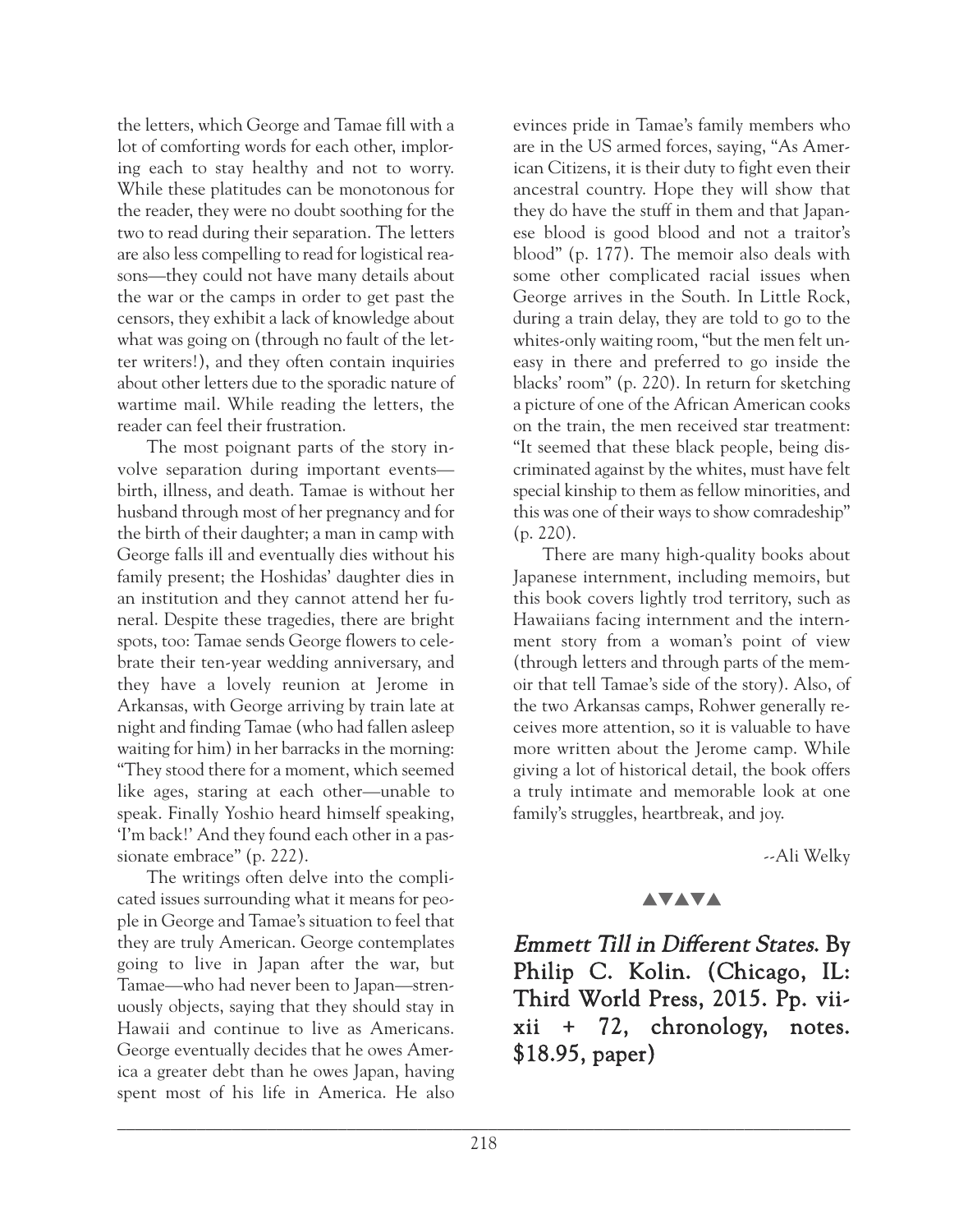the letters, which George and Tamae fill with a lot of comforting words for each other, imploring each to stay healthy and not to worry. While these platitudes can be monotonous for the reader, they were no doubt soothing for the two to read during their separation. The letters are also less compelling to read for logistical reasons—they could not have many details about the war or the camps in order to get past the censors, they exhibit a lack of knowledge about what was going on (through no fault of the letter writers!), and they often contain inquiries about other letters due to the sporadic nature of wartime mail. While reading the letters, the reader can feel their frustration.

The most poignant parts of the story involve separation during important events—birth, illness, and death. Tamae is without her husband through most of her pregnancy and for the birth of their daughter; a man in camp with George falls ill and eventually dies without his family present; the Hoshidas' daughter dies in an institution and they cannot attend her funeral. Despite these tragedies, there are bright spots, too: Tamae sends George flowers to celebrate their ten-year wedding anniversary, and they have a lovely reunion at Jerome in Arkansas, with George arriving by train late at night and finding Tamae (who had fallen asleep waiting for him) in her barracks in the morning: "They stood there for a moment, which seemed like ages, staring at each other—unable to speak. Finally Yoshio heard himself speaking, 'I'm back!' And they found each other in a passionate embrace" (p. 222).

The writings often delve into the complicated issues surrounding what it means for people in George and Tamae's situation to feel that they are truly American. George contemplates going to live in Japan after the war, but Tamae—who had never been to Japan—strenuously objects, saying that they should stay in Hawaii and continue to live as Americans. George eventually decides that he owes America a greater debt than he owes Japan, having spent most of his life in America. He also evinces pride in Tamae's family members who are in the US armed forces, saying, "As American Citizens, it is their duty to fight even their ancestral country. Hope they will show that they do have the stuff in them and that Japanese blood is good blood and not a traitor's blood" (p. 177). The memoir also deals with some other complicated racial issues when George arrives in the South. In Little Rock, during a train delay, they are told to go to the whites-only waiting room, "but the men felt uneasy in there and preferred to go inside the blacks' room" (p. 220). In return for sketching a picture of one of the African American cooks on the train, the men received star treatment: "It seemed that these black people, being discriminated against by the whites, must have felt special kinship to them as fellow minorities, and this was one of their ways to show comradeship" (p. 220).

There are many high-quality books about Japanese internment, including memoirs, but this book covers lightly trod territory, such as Hawaiians facing internment and the internment story from a woman's point of view (through letters and through parts of the memoir that tell Tamae's side of the story). Also, of the two Arkansas camps, Rohwer generally receives more attention, so it is valuable to have more written about the Jerome camp. While giving a lot of historical detail, the book offers a truly intimate and memorable look at one family's struggles, heartbreak, and joy.

--Ali Welky

▲▼▲▼▲

## *Emmett Till in Different States.* By Philip C. Kolin. (Chicago, IL: Third World Press, 2015. Pp. vii-xii + 72, chronology, notes. $18.95, paper)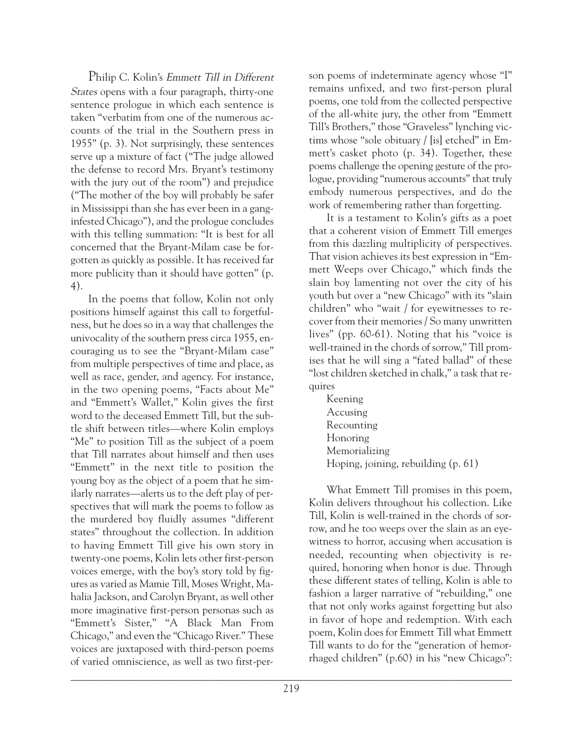Philip C. Kolin's *Emmett Till in Different States* opens with a four paragraph, thirty-one sentence prologue in which each sentence is taken "verbatim from one of the numerous accounts of the trial in the Southern press in 1955" (p. 3). Not surprisingly, these sentences serve up a mixture of fact ("The judge allowed the defense to record Mrs. Bryant's testimony with the jury out of the room") and prejudice ("The mother of the boy will probably be safer in Mississippi than she has ever been in a gang-infested Chicago"), and the prologue concludes with this telling summation: "It is best for all concerned that the Bryant-Milam case be forgotten as quickly as possible. It has received far more publicity than it should have gotten" (p. 4).

In the poems that follow, Kolin not only positions himself against this call to forgetfulness, but he does so in a way that challenges the univocality of the southern press circa 1955, encouraging us to see the "Bryant-Milam case" from multiple perspectives of time and place, as well as race, gender, and agency. For instance, in the two opening poems, "Facts about Me" and "Emmett's Wallet," Kolin gives the first word to the deceased Emmett Till, but the subtle shift between titles—where Kolin employs "Me" to position Till as the subject of a poem that Till narrates about himself and then uses "Emmett" in the next title to position the young boy as the object of a poem that he similarly narrates—alerts us to the deft play of perspectives that will mark the poems to follow as the murdered boy fluidly assumes "different states" throughout the collection. In addition to having Emmett Till give his own story in twenty-one poems, Kolin lets other first-person voices emerge, with the boy's story told by figures as varied as Mamie Till, Moses Wright, Mahalia Jackson, and Carolyn Bryant, as well other more imaginative first-person personas such as "Emmett's Sister," "A Black Man From Chicago," and even the "Chicago River." These voices are juxtaposed with third-person poems of varied omniscience, as well as two first-person poems of indeterminate agency whose "I" remains unfixed, and two first-person plural poems, one told from the collected perspective of the all-white jury, the other from "Emmett Till's Brothers," those "Graveless" lynching victims whose "sole obituary / [is] etched" in Emmett's casket photo (p. 34). Together, these poems challenge the opening gesture of the prologue, providing "numerous accounts" that truly embody numerous perspectives, and do the work of remembering rather than forgetting.

It is a testament to Kolin's gifts as a poet that a coherent vision of Emmett Till emerges from this dazzling multiplicity of perspectives. That vision achieves its best expression in "Emmett Weeps over Chicago," which finds the slain boy lamenting not over the city of his youth but over a "new Chicago" with its "slain children" who "wait / for eyewitnesses to recover from their memories / So many unwritten lives" (pp. 60-61). Noting that his "voice is well-trained in the chords of sorrow," Till promises that he will sing a "fated ballad" of these "lost children sketched in chalk," a task that requires

> Keening
> Accusing
> Recounting
> Honoring
> Memorializing
> Hoping, joining, rebuilding (p. 61)

What Emmett Till promises in this poem, Kolin delivers throughout his collection. Like Till, Kolin is well-trained in the chords of sorrow, and he too weeps over the slain as an eyewitness to horror, accusing when accusation is needed, recounting when objectivity is required, honoring when honor is due. Through these different states of telling, Kolin is able to fashion a larger narrative of "rebuilding," one that not only works against forgetting but also in favor of hope and redemption. With each poem, Kolin does for Emmett Till what Emmett Till wants to do for the "generation of hemorrhaged children" (p.60) in his "new Chicago":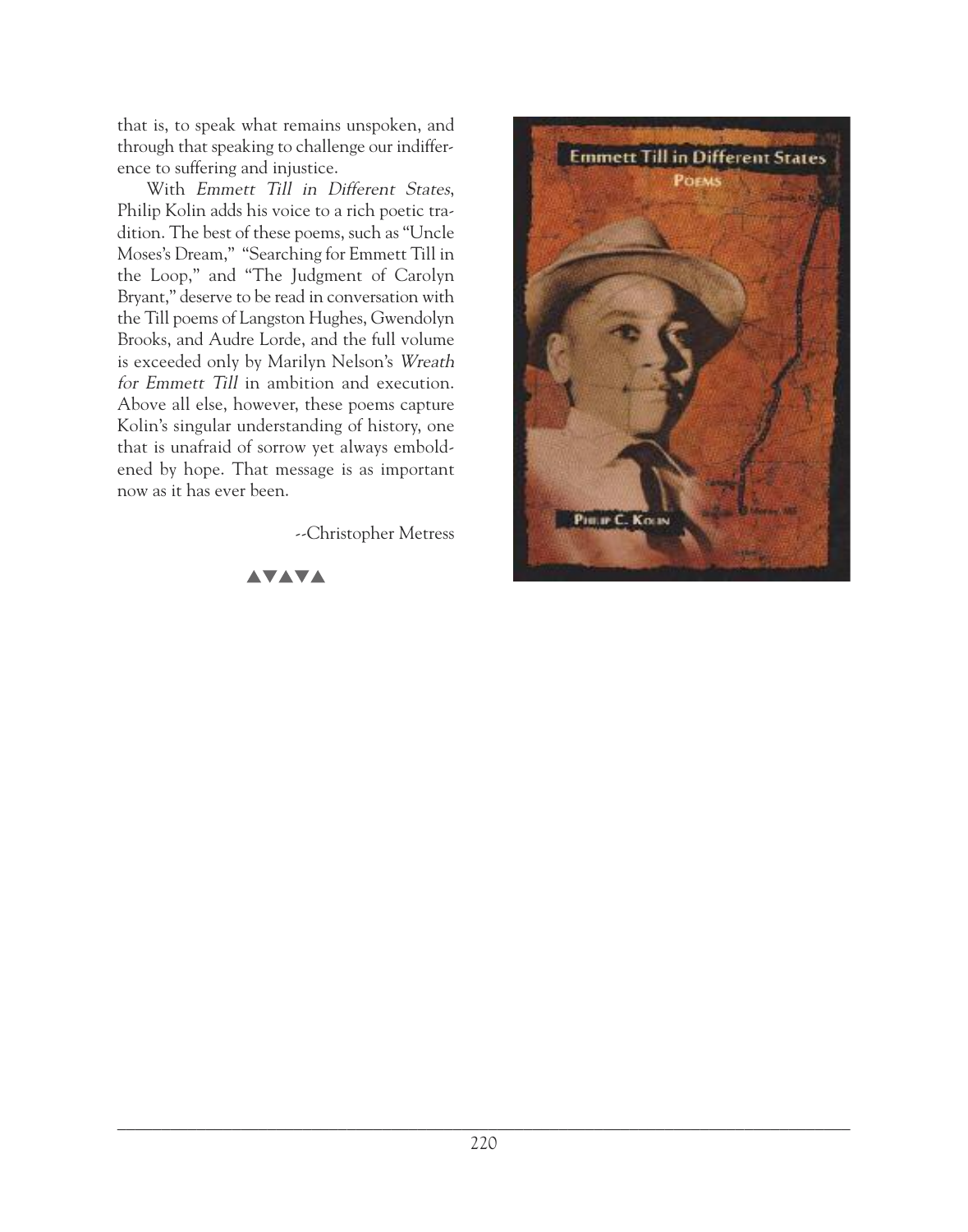that is, to speak what remains unspoken, and through that speaking to challenge our indifference to suffering and injustice.

With *Emmett Till in Different States*, Philip Kolin adds his voice to a rich poetic tradition. The best of these poems, such as "Uncle Moses's Dream," "Searching for Emmett Till in the Loop," and "The Judgment of Carolyn Bryant," deserve to be read in conversation with the Till poems of Langston Hughes, Gwendolyn Brooks, and Audre Lorde, and the full volume is exceeded only by Marilyn Nelson's *Wreath for Emmett Till* in ambition and execution. Above all else, however, these poems capture Kolin's singular understanding of history, one that is unafraid of sorrow yet always emboldened by hope. That message is as important now as it has ever been.

--Christopher Metress

▲▼▲▼▲